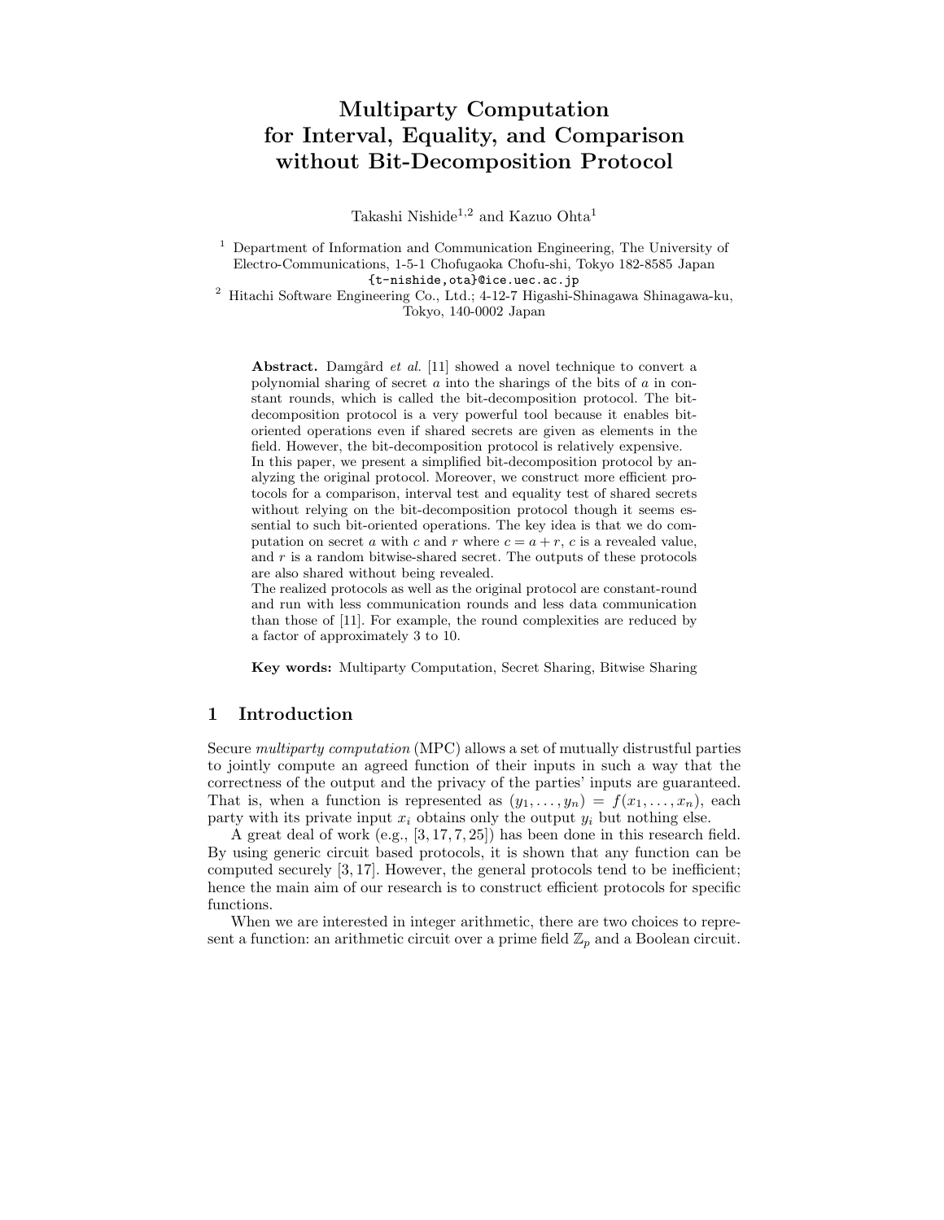# Multiparty Computation for Interval, Equality, and Comparison without Bit-Decomposition Protocol

Takashi Nishide[1,2] and Kazuo Ohta[1]

[1] Department of Information and Communication Engineering, The University of Electro-Communications, 1-5-1 Chofugaoka Chofu-shi, Tokyo 182-8585 Japan
{t-nishide,ota}@ice.uec.ac.jp

[2] Hitachi Software Engineering Co., Ltd.; 4-12-7 Higashi-Shinagawa Shinagawa-ku, Tokyo, 140-0002 Japan

**Abstract.** Damgård *et al.* [11] showed a novel technique to convert a polynomial sharing of secret $a$ into the sharings of the bits of $a$ in constant rounds, which is called the bit-decomposition protocol. The bit-decomposition protocol is a very powerful tool because it enables bit-oriented operations even if shared secrets are given as elements in the field. However, the bit-decomposition protocol is relatively expensive.
In this paper, we present a simplified bit-decomposition protocol by analyzing the original protocol. Moreover, we construct more efficient protocols for a comparison, interval test and equality test of shared secrets without relying on the bit-decomposition protocol though it seems essential to such bit-oriented operations. The key idea is that we do computation on secret $a$ with $c$ and $r$ where $c = a + r$, $c$ is a revealed value, and $r$ is a random bitwise-shared secret. The outputs of these protocols are also shared without being revealed.
The realized protocols as well as the original protocol are constant-round and run with less communication rounds and less data communication than those of [11]. For example, the round complexities are reduced by a factor of approximately 3 to 10.

**Key words:** Multiparty Computation, Secret Sharing, Bitwise Sharing

## 1 Introduction

Secure *multiparty computation* (MPC) allows a set of mutually distrustful parties to jointly compute an agreed function of their inputs in such a way that the correctness of the output and the privacy of the parties' inputs are guaranteed. That is, when a function is represented as $(y_1, \dots, y_n) = f(x_1, \dots, x_n)$, each party with its private input $x_i$ obtains only the output $y_i$ but nothing else.

A great deal of work (e.g., [3, 17, 7, 25]) has been done in this research field. By using generic circuit based protocols, it is shown that any function can be computed securely [3, 17]. However, the general protocols tend to be inefficient; hence the main aim of our research is to construct efficient protocols for specific functions.

When we are interested in integer arithmetic, there are two choices to represent a function: an arithmetic circuit over a prime field $\mathbb{Z}_p$ and a Boolean circuit.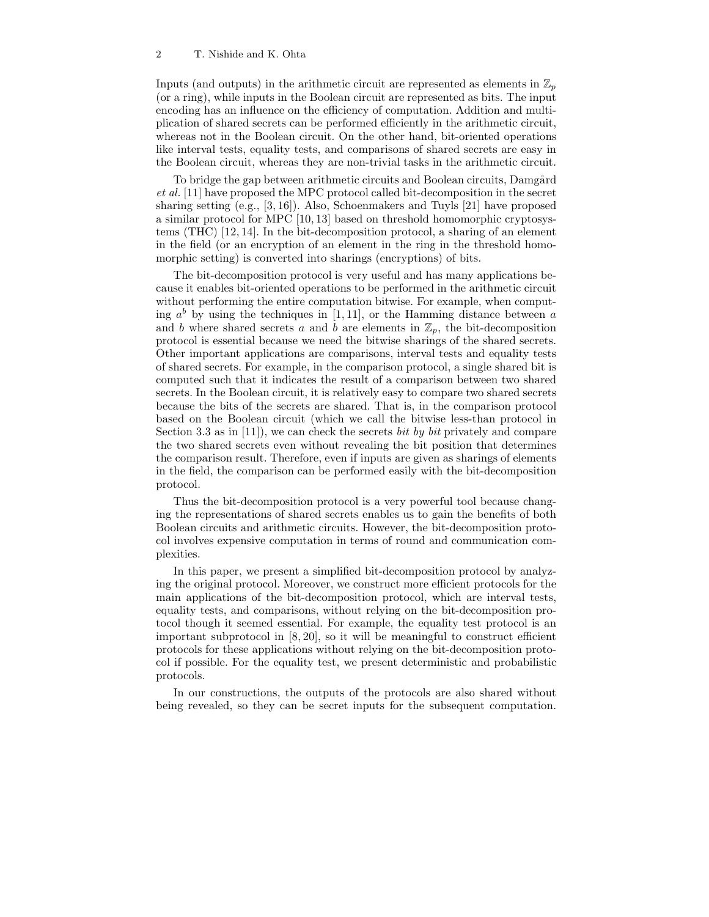Inputs (and outputs) in the arithmetic circuit are represented as elements in $\mathbb{Z}_p$ (or a ring), while inputs in the Boolean circuit are represented as bits. The input encoding has an influence on the efficiency of computation. Addition and multiplication of shared secrets can be performed efficiently in the arithmetic circuit, whereas not in the Boolean circuit. On the other hand, bit-oriented operations like interval tests, equality tests, and comparisons of shared secrets are easy in the Boolean circuit, whereas they are non-trivial tasks in the arithmetic circuit.

To bridge the gap between arithmetic circuits and Boolean circuits, Damgård *et al.* [11] have proposed the MPC protocol called bit-decomposition in the secret sharing setting (e.g., [3, 16]). Also, Schoenmakers and Tuyls [21] have proposed a similar protocol for MPC [10, 13] based on threshold homomorphic cryptosystems (THC) [12, 14]. In the bit-decomposition protocol, a sharing of an element in the field (or an encryption of an element in the ring in the threshold homomorphic setting) is converted into sharings (encryptions) of bits.

The bit-decomposition protocol is very useful and has many applications because it enables bit-oriented operations to be performed in the arithmetic circuit without performing the entire computation bitwise. For example, when computing $a^b$ by using the techniques in [1, 11], or the Hamming distance between $a$ and $b$ where shared secrets $a$ and $b$ are elements in $\mathbb{Z}_p$, the bit-decomposition protocol is essential because we need the bitwise sharings of the shared secrets. Other important applications are comparisons, interval tests and equality tests of shared secrets. For example, in the comparison protocol, a single shared bit is computed such that it indicates the result of a comparison between two shared secrets. In the Boolean circuit, it is relatively easy to compare two shared secrets because the bits of the secrets are shared. That is, in the comparison protocol based on the Boolean circuit (which we call the bitwise less-than protocol in Section 3.3 as in [11]), we can check the secrets *bit by bit* privately and compare the two shared secrets even without revealing the bit position that determines the comparison result. Therefore, even if inputs are given as sharings of elements in the field, the comparison can be performed easily with the bit-decomposition protocol.

Thus the bit-decomposition protocol is a very powerful tool because changing the representations of shared secrets enables us to gain the benefits of both Boolean circuits and arithmetic circuits. However, the bit-decomposition protocol involves expensive computation in terms of round and communication complexities.

In this paper, we present a simplified bit-decomposition protocol by analyzing the original protocol. Moreover, we construct more efficient protocols for the main applications of the bit-decomposition protocol, which are interval tests, equality tests, and comparisons, without relying on the bit-decomposition protocol though it seemed essential. For example, the equality test protocol is an important subprotocol in [8, 20], so it will be meaningful to construct efficient protocols for these applications without relying on the bit-decomposition protocol if possible. For the equality test, we present deterministic and probabilistic protocols.

In our constructions, the outputs of the protocols are also shared without being revealed, so they can be secret inputs for the subsequent computation.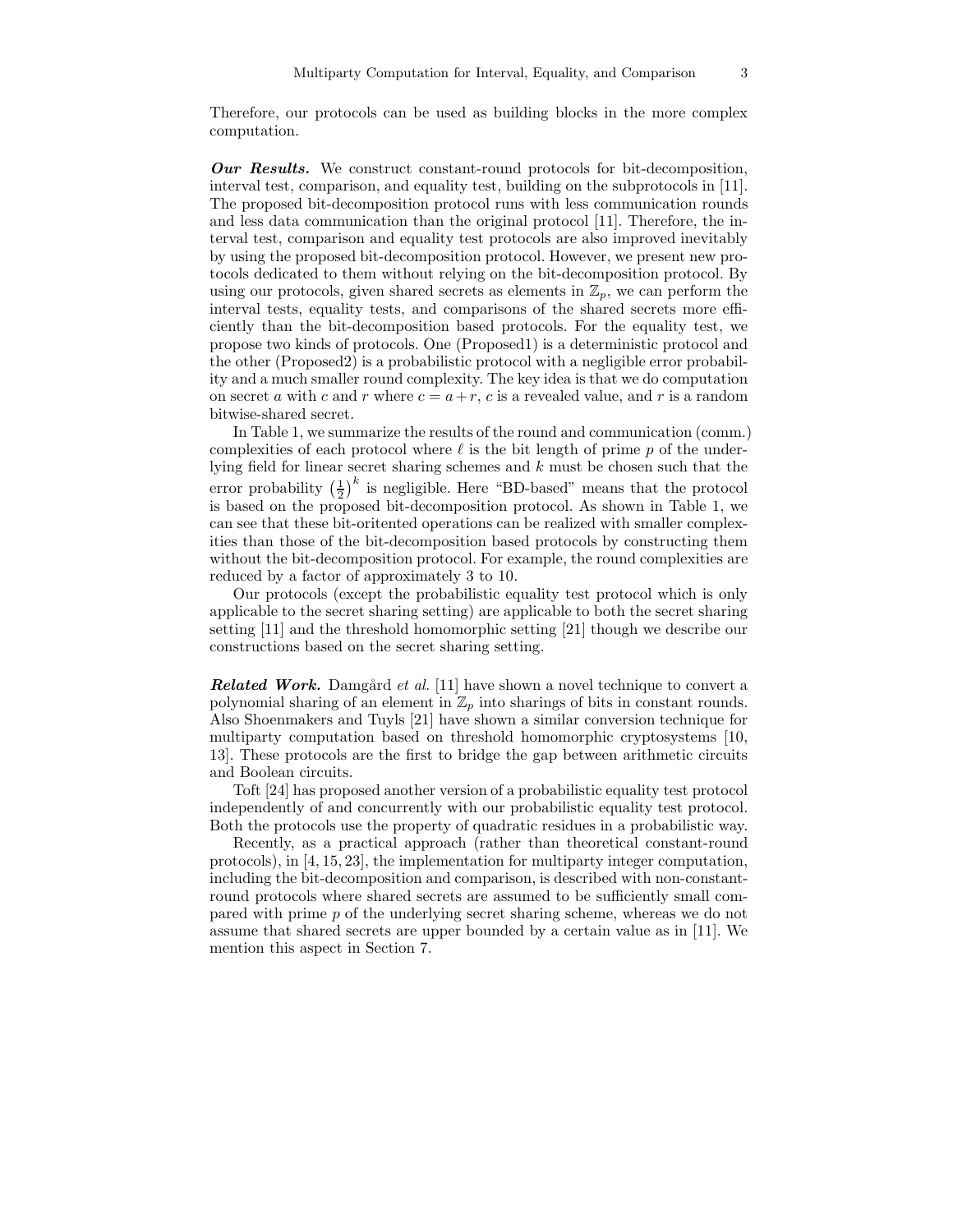Therefore, our protocols can be used as building blocks in the more complex computation.

***Our Results.*** We construct constant-round protocols for bit-decomposition, interval test, comparison, and equality test, building on the subprotocols in [11]. The proposed bit-decomposition protocol runs with less communication rounds and less data communication than the original protocol [11]. Therefore, the interval test, comparison and equality test protocols are also improved inevitably by using the proposed bit-decomposition protocol. However, we present new protocols dedicated to them without relying on the bit-decomposition protocol. By using our protocols, given shared secrets as elements in $\mathbb{Z}_p$, we can perform the interval tests, equality tests, and comparisons of the shared secrets more efficiently than the bit-decomposition based protocols. For the equality test, we propose two kinds of protocols. One (Proposed1) is a deterministic protocol and the other (Proposed2) is a probabilistic protocol with a negligible error probability and a much smaller round complexity. The key idea is that we do computation on secret $a$ with $c$ and $r$ where $c = a + r$, $c$ is a revealed value, and $r$ is a random bitwise-shared secret.

In Table 1, we summarize the results of the round and communication (comm.) complexities of each protocol where $\ell$ is the bit length of prime $p$ of the underlying field for linear secret sharing schemes and $k$ must be chosen such that the error probability $\left(\frac{1}{2}\right)^k$ is negligible. Here "BD-based" means that the protocol is based on the proposed bit-decomposition protocol. As shown in Table 1, we can see that these bit-oritented operations can be realized with smaller complexities than those of the bit-decomposition based protocols by constructing them without the bit-decomposition protocol. For example, the round complexities are reduced by a factor of approximately 3 to 10.

Our protocols (except the probabilistic equality test protocol which is only applicable to the secret sharing setting) are applicable to both the secret sharing setting [11] and the threshold homomorphic setting [21] though we describe our constructions based on the secret sharing setting.

***Related Work.*** Damgård *et al.* [11] have shown a novel technique to convert a polynomial sharing of an element in $\mathbb{Z}_p$ into sharings of bits in constant rounds. Also Shoenmakers and Tuyls [21] have shown a similar conversion technique for multiparty computation based on threshold homomorphic cryptosystems [10, 13]. These protocols are the first to bridge the gap between arithmetic circuits and Boolean circuits.

Toft [24] has proposed another version of a probabilistic equality test protocol independently of and concurrently with our probabilistic equality test protocol. Both the protocols use the property of quadratic residues in a probabilistic way.

Recently, as a practical approach (rather than theoretical constant-round protocols), in [4, 15, 23], the implementation for multiparty integer computation, including the bit-decomposition and comparison, is described with non-constant-round protocols where shared secrets are assumed to be sufficiently small compared with prime $p$ of the underlying secret sharing scheme, whereas we do not assume that shared secrets are upper bounded by a certain value as in [11]. We mention this aspect in Section 7.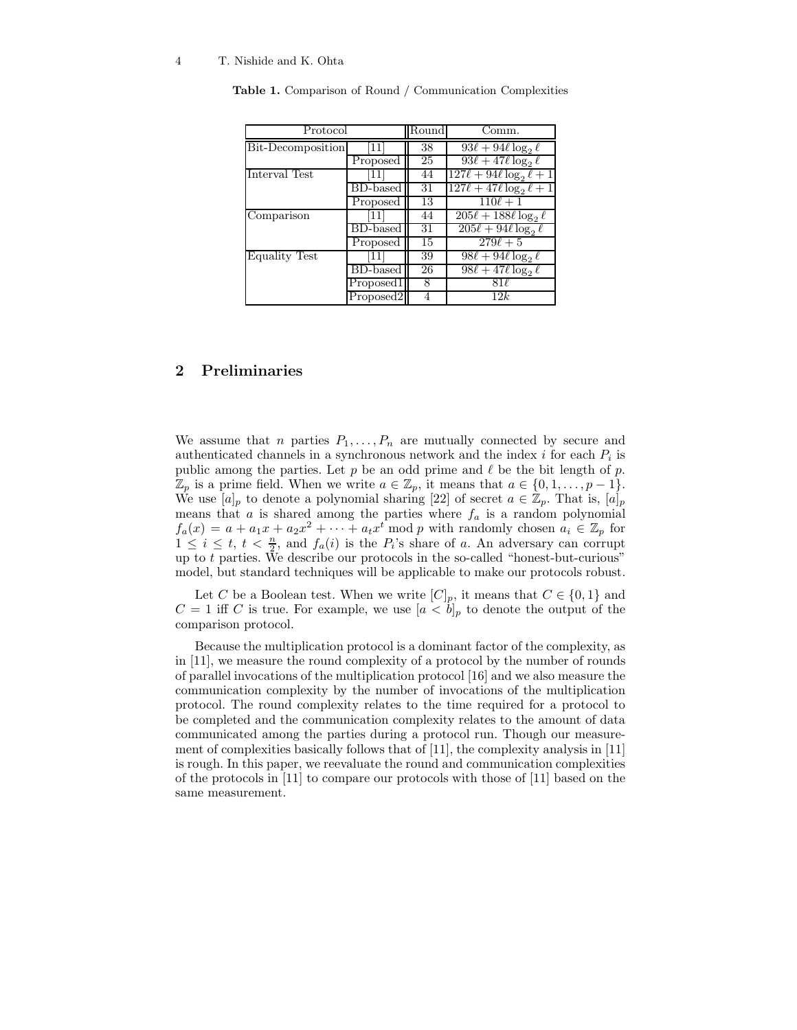**Table 1.** Comparison of Round / Communication Complexities

| Protocol | | Round | Comm. |
|---|---|---|---|
| Bit-Decomposition | [11] | 38 | $93\ell + 94\ell \log_2 \ell$ |
| | Proposed | 25 | $93\ell + 47\ell \log_2 \ell$ |
| Interval Test | [11] | 44 | $127\ell + 94\ell \log_2 \ell + 1$ |
| | BD-based | 31 | $127\ell + 47\ell \log_2 \ell + 1$ |
| | Proposed | 13 | $110\ell + 1$ |
| Comparison | [11] | 44 | $205\ell + 188\ell \log_2 \ell$ |
| | BD-based | 31 | $205\ell + 94\ell \log_2 \ell$ |
| | Proposed | 15 | $279\ell + 5$ |
| Equality Test | [11] | 39 | $98\ell + 94\ell \log_2 \ell$ |
| | BD-based | 26 | $98\ell + 47\ell \log_2 \ell$ |
| | Proposed1 | 8 | $81\ell$ |
| | Proposed2 | 4 | $12k$ |

## 2 Preliminaries

We assume that $n$ parties $P_1, \ldots, P_n$ are mutually connected by secure and authenticated channels in a synchronous network and the index $i$ for each $P_i$ is public among the parties. Let $p$ be an odd prime and $\ell$ be the bit length of $p$. $\mathbb{Z}_p$ is a prime field. When we write $a \in \mathbb{Z}_p$, it means that $a \in \{0, 1, \ldots, p-1\}$. We use $[a]_p$ to denote a polynomial sharing [22] of secret $a \in \mathbb{Z}_p$. That is, $[a]_p$ means that $a$ is shared among the parties where $f_a$ is a random polynomial $f_a(x) = a + a_1 x + a_2 x^2 + \cdots + a_t x^t \bmod p$ with randomly chosen $a_i \in \mathbb{Z}_p$ for $1 \leq i \leq t$, $t < \frac{n}{2}$, and $f_a(i)$ is the $P_i$'s share of $a$. An adversary can corrupt up to $t$ parties. We describe our protocols in the so-called "honest-but-curious" model, but standard techniques will be applicable to make our protocols robust.

Let $C$ be a Boolean test. When we write $[C]_p$, it means that $C \in \{0, 1\}$ and $C = 1$ iff $C$ is true. For example, we use $[a < b]_p$ to denote the output of the comparison protocol.

Because the multiplication protocol is a dominant factor of the complexity, as in [11], we measure the round complexity of a protocol by the number of rounds of parallel invocations of the multiplication protocol [16] and we also measure the communication complexity by the number of invocations of the multiplication protocol. The round complexity relates to the time required for a protocol to be completed and the communication complexity relates to the amount of data communicated among the parties during a protocol run. Though our measurement of complexities basically follows that of [11], the complexity analysis in [11] is rough. In this paper, we reevaluate the round and communication complexities of the protocols in [11] to compare our protocols with those of [11] based on the same measurement.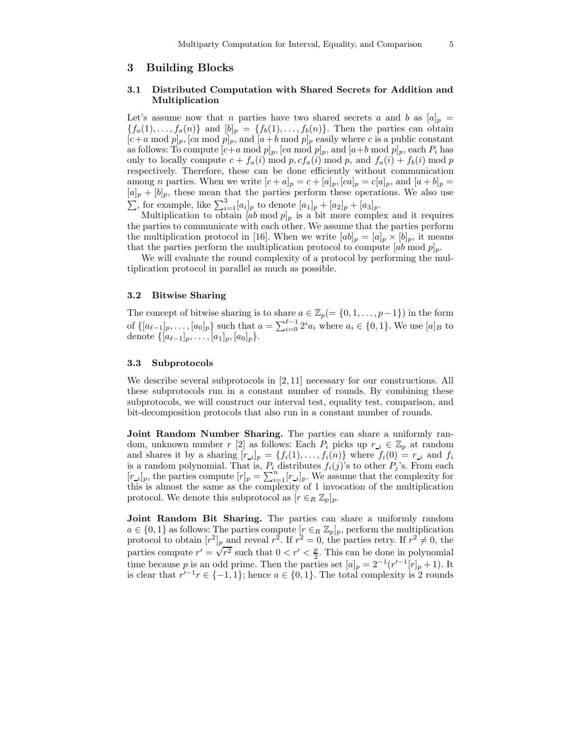## 3 Building Blocks

### 3.1 Distributed Computation with Shared Secrets for Addition and Multiplication

Let's assume now that $n$ parties have two shared secrets $a$ and $b$ as $[a]_p = \{f_a(1), \ldots, f_a(n)\}$ and $[b]_p = \{f_b(1), \ldots, f_b(n)\}$. Then the parties can obtain $[c+a \bmod p]_p, [ca \bmod p]_p$, and $[a+b \bmod p]_p$ easily where $c$ is a public constant as follows: To compute $[c+a \bmod p]_p, [ca \bmod p]_p$, and $[a+b \bmod p]_p$, each $P_i$ has only to locally compute $c + f_a(i) \bmod p, cf_a(i) \bmod p$, and $f_a(i) + f_b(i) \bmod p$ respectively. Therefore, these can be done efficiently without communication among $n$ parties. When we write $[c+a]_p = c+[a]_p$, $[ca]_p = c[a]_p$, and $[a+b]_p = [a]_p + [b]_p$, these mean that the parties perform these operations. We also use $\sum$, for example, like $\sum_{i=1}^{3}[a_i]_p$ to denote $[a_1]_p + [a_2]_p + [a_3]_p$.

Multiplication to obtain $[ab \bmod p]_p$ is a bit more complex and it requires the parties to communicate with each other. We assume that the parties perform the multiplication protocol in [16]. When we write $[ab]_p = [a]_p \times [b]_p$, it means that the parties perform the multiplication protocol to compute $[ab \bmod p]_p$.

We will evaluate the round complexity of a protocol by performing the multiplication protocol in parallel as much as possible.

### 3.2 Bitwise Sharing

The concept of bitwise sharing is to share $a \in \mathbb{Z}_p (= \{0, 1, \ldots, p-1\})$ in the form of $\{[a_{\ell-1}]_p, \ldots, [a_0]_p\}$ such that $a = \sum_{i=0}^{\ell-1} 2^i a_i$ where $a_i \in \{0, 1\}$. We use $[a]_B$ to denote $\{[a_{\ell-1}]_p, \ldots, [a_1]_p, [a_0]_p\}$.

### 3.3 Subprotocols

We describe several subprotocols in [2, 11] necessary for our constructions. All these subprotocols run in a constant number of rounds. By combining these subprotocols, we will construct our interval test, equality test, comparison, and bit-decomposition protocols that also run in a constant number of rounds.

**Joint Random Number Sharing.** The parties can share a uniformly random, unknown number $r$ [2] as follows: Each $P_i$ picks up $r_{\_i} \in \mathbb{Z}_p$ at random and shares it by a sharing $[r_{\_i}]_p = \{f_i(1), \ldots, f_i(n)\}$ where $f_i(0) = r_{\_i}$ and $f_i$ is a random polynomial. That is, $P_i$ distributes $f_i(j)$'s to other $P_j$'s. From each $[r_{\_i}]_p$, the parties compute $[r]_p = \sum_{i=1}^{n}[r_{\_i}]_p$. We assume that the complexity for this is almost the same as the complexity of 1 invocation of the multiplication protocol. We denote this subprotocol as $[r \in_R \mathbb{Z}_p]_p$.

**Joint Random Bit Sharing.** The parties can share a uniformly random $a \in \{0, 1\}$ as follows: The parties compute $[r \in_R \mathbb{Z}_p]_p$, perform the multiplication protocol to obtain $[r^2]_p$ and reveal $r^2$. If $r^2 = 0$, the parties retry. If $r^2 \neq 0$, the parties compute $r' = \sqrt{r^2}$ such that $0 < r' < \frac{p}{2}$. This can be done in polynomial time because $p$ is an odd prime. Then the parties set $[a]_p = 2^{-1}(r'^{-1}[r]_p + 1)$. It is clear that $r'^{-1}r \in \{-1, 1\}$; hence $a \in \{0, 1\}$. The total complexity is 2 rounds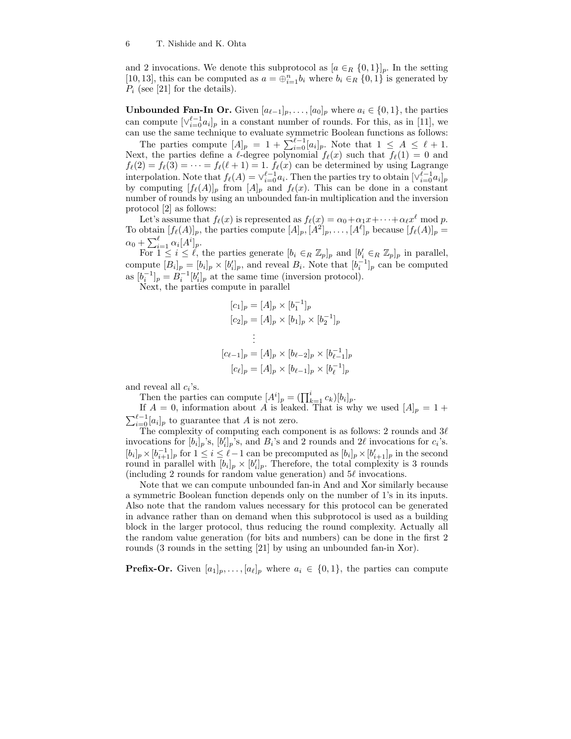and 2 invocations. We denote this subprotocol as $[a \in_R \{0,1\}]_p$. In the setting [10, 13], this can be computed as $a = \oplus_{i=1}^{n} b_i$ where $b_i \in_R \{0,1\}$ is generated by $P_i$ (see [21] for the details).

**Unbounded Fan-In Or.** Given $[a_{\ell-1}]_p, \ldots, [a_0]_p$ where $a_i \in \{0,1\}$, the parties can compute $[\vee_{i=0}^{\ell-1} a_i]_p$ in a constant number of rounds. For this, as in [11], we can use the same technique to evaluate symmetric Boolean functions as follows:

The parties compute $[A]_p = 1 + \sum_{i=0}^{\ell-1}[a_i]_p$. Note that $1 \leq A \leq \ell+1$. Next, the parties define a $\ell$-degree polynomial $f_\ell(x)$ such that $f_\ell(1) = 0$ and $f_\ell(2) = f_\ell(3) = \cdots = f_\ell(\ell+1) = 1$. $f_\ell(x)$ can be determined by using Lagrange interpolation. Note that $f_\ell(A) = \vee_{i=0}^{\ell-1} a_i$. Then the parties try to obtain $[\vee_{i=0}^{\ell-1} a_i]_p$ by computing $[f_\ell(A)]_p$ from $[A]_p$ and $f_\ell(x)$. This can be done in a constant number of rounds by using an unbounded fan-in multiplication and the inversion protocol [2] as follows:

Let's assume that $f_\ell(x)$ is represented as $f_\ell(x) = \alpha_0 + \alpha_1 x + \cdots + \alpha_\ell x^\ell \bmod p$. To obtain $[f_\ell(A)]_p$, the parties compute $[A]_p, [A^2]_p, \ldots, [A^\ell]_p$ because $[f_\ell(A)]_p = \alpha_0 + \sum_{i=1}^{\ell} \alpha_i [A^i]_p$.

For $1 \leq i \leq \ell$, the parties generate $[b_i \in_R \mathbb{Z}_p]_p$ and $[b'_i \in_R \mathbb{Z}_p]_p$ in parallel, compute $[B_i]_p = [b_i]_p \times [b'_i]_p$, and reveal $B_i$. Note that $[b_i^{-1}]_p$ can be computed as $[b_i^{-1}]_p = B_i^{-1}[b'_i]_p$ at the same time (inversion protocol).

Next, the parties compute in parallel

$$
\begin{aligned}
[c_1]_p &= [A]_p \times [b_1^{-1}]_p \\
[c_2]_p &= [A]_p \times [b_1]_p \times [b_2^{-1}]_p \\
&\vdots \\
[c_{\ell-1}]_p &= [A]_p \times [b_{\ell-2}]_p \times [b_{\ell-1}^{-1}]_p \\
[c_\ell]_p &= [A]_p \times [b_{\ell-1}]_p \times [b_\ell^{-1}]_p
\end{aligned}
$$

and reveal all $c_i$'s.

Then the parties can compute $[A^i]_p = (\prod_{k=1}^{i} c_k)[b_i]_p$.

If $A = 0$, information about $A$ is leaked. That is why we used $[A]_p = 1 + \sum_{i=0}^{\ell-1}[a_i]_p$ to guarantee that $A$ is not zero.

The complexity of computing each component is as follows: 2 rounds and $3\ell$ invocations for $[b_i]_p$'s, $[b'_i]_p$'s, and $B_i$'s and 2 rounds and $2\ell$ invocations for $c_i$'s. $[b_i]_p \times [b_{i+1}^{-1}]_p$ for $1 \leq i \leq \ell-1$ can be precomputed as $[b_i]_p \times [b'_{i+1}]_p$ in the second round in parallel with $[b_i]_p \times [b'_i]_p$. Therefore, the total complexity is 3 rounds (including 2 rounds for random value generation) and $5\ell$ invocations.

Note that we can compute unbounded fan-in And and Xor similarly because a symmetric Boolean function depends only on the number of 1's in its inputs. Also note that the random values necessary for this protocol can be generated in advance rather than on demand when this subprotocol is used as a building block in the larger protocol, thus reducing the round complexity. Actually all the random value generation (for bits and numbers) can be done in the first 2 rounds (3 rounds in the setting [21] by using an unbounded fan-in Xor).

**Prefix-Or.** Given $[a_1]_p, \ldots, [a_\ell]_p$ where $a_i \in \{0,1\}$, the parties can compute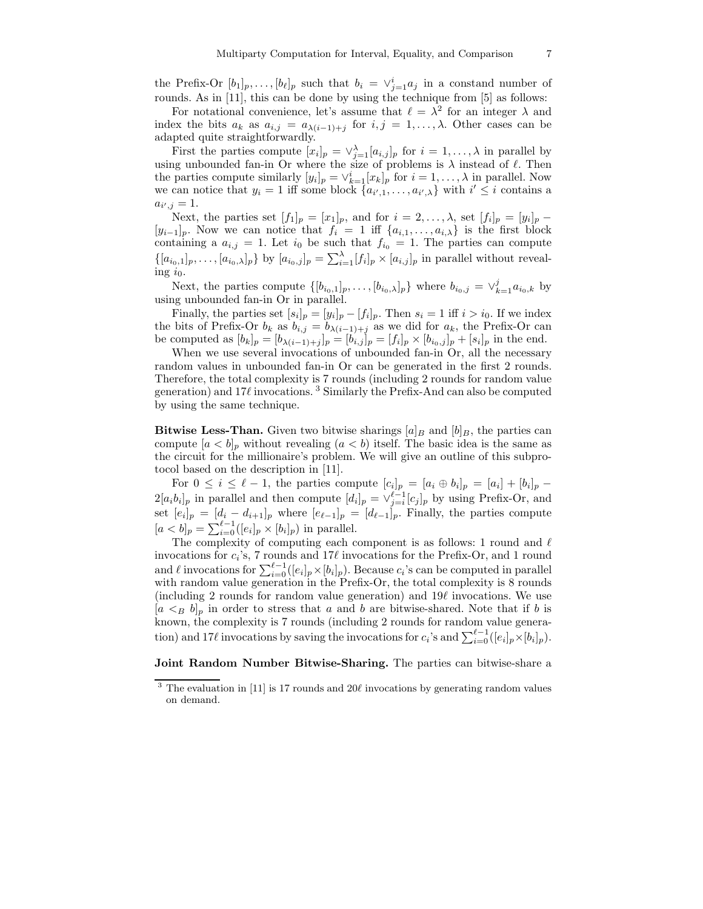the Prefix-Or $[b_1]_p, \ldots, [b_\ell]_p$ such that $b_i = \vee_{j=1}^{i} a_j$ in a constand number of rounds. As in [11], this can be done by using the technique from [5] as follows:

For notational convenience, let's assume that $\ell = \lambda^2$ for an integer $\lambda$ and index the bits $a_k$ as $a_{i,j} = a_{\lambda(i-1)+j}$ for $i, j = 1, \ldots, \lambda$. Other cases can be adapted quite straightforwardly.

First the parties compute $[x_i]_p = \vee_{j=1}^{\lambda}[a_{i,j}]_p$ for $i = 1, \ldots, \lambda$ in parallel by using unbounded fan-in Or where the size of problems is $\lambda$ instead of $\ell$. Then the parties compute similarly $[y_i]_p = \vee_{k=1}^{i}[x_k]_p$ for $i = 1, \ldots, \lambda$ in parallel. Now we can notice that $y_i = 1$ iff some block $\{a_{i',1}, \ldots, a_{i',\lambda}\}$ with $i' \leq i$ contains a $a_{i',j} = 1$.

Next, the parties set $[f_1]_p = [x_1]_p$, and for $i = 2, \ldots, \lambda$, set $[f_i]_p = [y_i]_p - [y_{i-1}]_p$. Now we can notice that $f_i = 1$ iff $\{a_{i,1}, \ldots, a_{i,\lambda}\}$ is the first block containing a $a_{i,j} = 1$. Let $i_0$ be such that $f_{i_0} = 1$. The parties can compute $\{[a_{i_0,1}]_p, \ldots, [a_{i_0,\lambda}]_p\}$ by $[a_{i_0,j}]_p = \sum_{i=1}^{\lambda}[f_i]_p \times [a_{i,j}]_p$ in parallel without revealing $i_0$.

Next, the parties compute $\{[b_{i_0,1}]_p, \ldots, [b_{i_0,\lambda}]_p\}$ where $b_{i_0,j} = \vee_{k=1}^{j} a_{i_0,k}$ by using unbounded fan-in Or in parallel.

Finally, the parties set $[s_i]_p = [y_i]_p - [f_i]_p$. Then $s_i = 1$ iff $i > i_0$. If we index the bits of Prefix-Or $b_k$ as $b_{i,j} = b_{\lambda(i-1)+j}$ as we did for $a_k$, the Prefix-Or can be computed as $[b_k]_p = [b_{\lambda(i-1)+j}]_p = [b_{i,j}]_p = [f_i]_p \times [b_{i_0,j}]_p + [s_i]_p$ in the end.

When we use several invocations of unbounded fan-in Or, all the necessary random values in unbounded fan-in Or can be generated in the first 2 rounds. Therefore, the total complexity is 7 rounds (including 2 rounds for random value generation) and $17\ell$ invocations. [3] Similarly the Prefix-And can also be computed by using the same technique.

**Bitwise Less-Than.** Given two bitwise sharings $[a]_B$ and $[b]_B$, the parties can compute $[a < b]_p$ without revealing $(a < b)$ itself. The basic idea is the same as the circuit for the millionaire's problem. We will give an outline of this subprotocol based on the description in [11].

For $0 \leq i \leq \ell - 1$, the parties compute $[c_i]_p = [a_i \oplus b_i]_p = [a_i] + [b_i]_p - 2[a_i b_i]_p$ in parallel and then compute $[d_i]_p = \vee_{j=i}^{\ell-1}[c_j]_p$ by using Prefix-Or, and set $[e_i]_p = [d_i - d_{i+1}]_p$ where $[e_{\ell-1}]_p = [d_{\ell-1}]_p$. Finally, the parties compute $[a < b]_p = \sum_{i=0}^{\ell-1}([e_i]_p \times [b_i]_p)$ in parallel.

The complexity of computing each component is as follows: 1 round and $\ell$ invocations for $c_i$'s, 7 rounds and $17\ell$ invocations for the Prefix-Or, and 1 round and $\ell$ invocations for $\sum_{i=0}^{\ell-1}([e_i]_p \times [b_i]_p)$. Because $c_i$'s can be computed in parallel with random value generation in the Prefix-Or, the total complexity is 8 rounds (including 2 rounds for random value generation) and $19\ell$ invocations. We use $[a <_B b]_p$ in order to stress that $a$ and $b$ are bitwise-shared. Note that if $b$ is known, the complexity is 7 rounds (including 2 rounds for random value generation) and $17\ell$ invocations by saving the invocations for $c_i$'s and $\sum_{i=0}^{\ell-1}([e_i]_p \times [b_i]_p)$.

**Joint Random Number Bitwise-Sharing.** The parties can bitwise-share a

[3] The evaluation in [11] is 17 rounds and $20\ell$ invocations by generating random values on demand.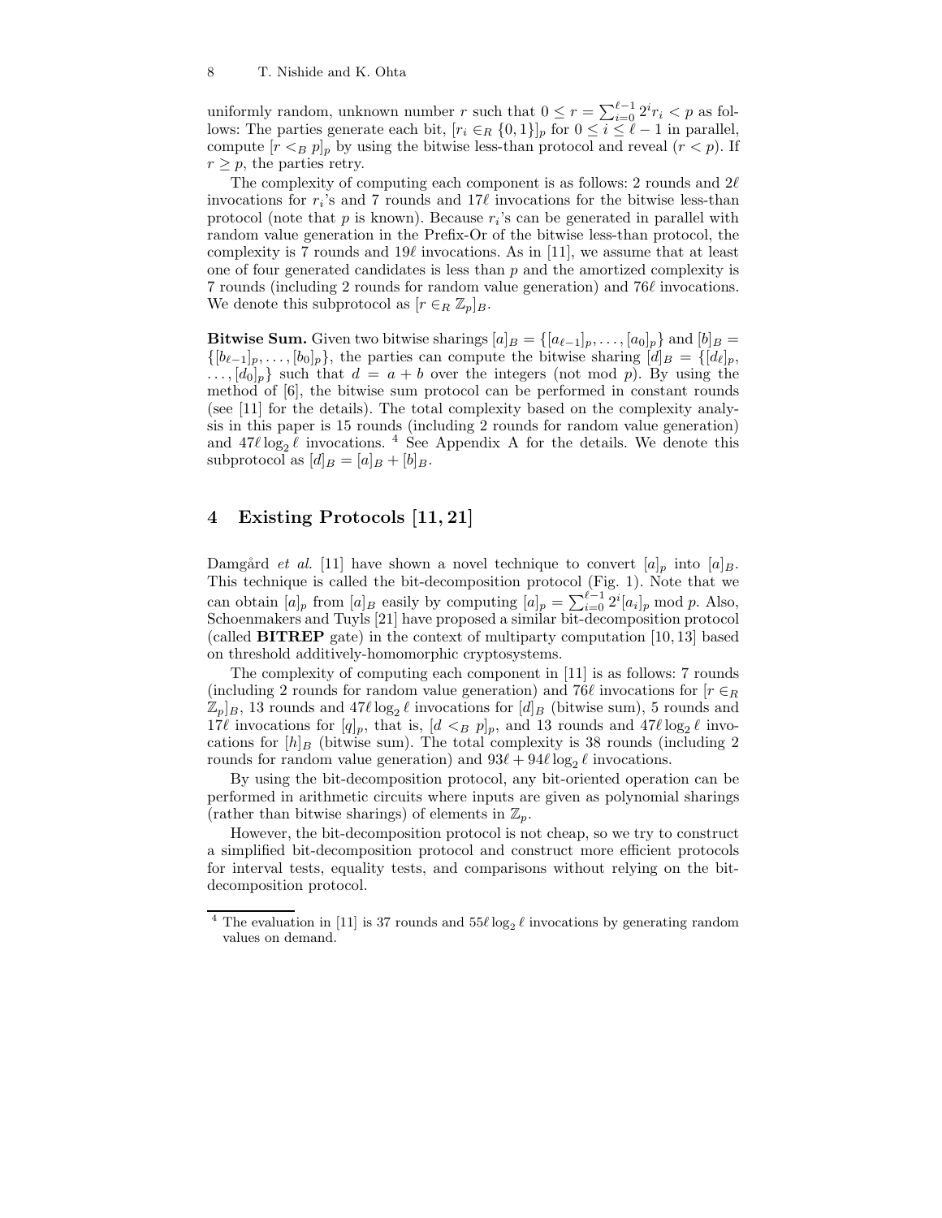uniformly random, unknown number $r$ such that $0 \le r = \sum_{i=0}^{\ell-1} 2^i r_i < p$ as follows: The parties generate each bit, $[r_i \in_R \{0,1\}]_p$ for $0 \le i \le \ell - 1$ in parallel, compute $[r <_B p]_p$ by using the bitwise less-than protocol and reveal $(r < p)$. If $r \ge p$, the parties retry.

The complexity of computing each component is as follows: 2 rounds and $2\ell$ invocations for $r_i$'s and 7 rounds and $17\ell$ invocations for the bitwise less-than protocol (note that $p$ is known). Because $r_i$'s can be generated in parallel with random value generation in the Prefix-Or of the bitwise less-than protocol, the complexity is 7 rounds and $19\ell$ invocations. As in [11], we assume that at least one of four generated candidates is less than $p$ and the amortized complexity is 7 rounds (including 2 rounds for random value generation) and $76\ell$ invocations. We denote this subprotocol as $[r \in_R \mathbb{Z}_p]_B$.

**Bitwise Sum.** Given two bitwise sharings $[a]_B = \{[a_{\ell-1}]_p, \ldots, [a_0]_p\}$ and $[b]_B = \{[b_{\ell-1}]_p, \ldots, [b_0]_p\}$, the parties can compute the bitwise sharing $[d]_B = \{[d_\ell]_p, \ldots, [d_0]_p\}$ such that $d = a + b$ over the integers (not mod $p$). By using the method of [6], the bitwise sum protocol can be performed in constant rounds (see [11] for the details). The total complexity based on the complexity analysis in this paper is 15 rounds (including 2 rounds for random value generation) and $47\ell \log_2 \ell$ invocations. [4] See Appendix A for the details. We denote this subprotocol as $[d]_B = [a]_B + [b]_B$.

## 4 Existing Protocols [11, 21]

Damgård *et al.* [11] have shown a novel technique to convert $[a]_p$ into $[a]_B$. This technique is called the bit-decomposition protocol (Fig. 1). Note that we can obtain $[a]_p$ from $[a]_B$ easily by computing $[a]_p = \sum_{i=0}^{\ell-1} 2^i [a_i]_p \bmod p$. Also, Schoenmakers and Tuyls [21] have proposed a similar bit-decomposition protocol (called **BITREP** gate) in the context of multiparty computation [10, 13] based on threshold additively-homomorphic cryptosystems.

The complexity of computing each component in [11] is as follows: 7 rounds (including 2 rounds for random value generation) and $76\ell$ invocations for $[r \in_R \mathbb{Z}_p]_B$, 13 rounds and $47\ell \log_2 \ell$ invocations for $[d]_B$ (bitwise sum), 5 rounds and $17\ell$ invocations for $[q]_p$, that is, $[d <_B p]_p$, and 13 rounds and $47\ell \log_2 \ell$ invocations for $[h]_B$ (bitwise sum). The total complexity is 38 rounds (including 2 rounds for random value generation) and $93\ell + 94\ell \log_2 \ell$ invocations.

By using the bit-decomposition protocol, any bit-oriented operation can be performed in arithmetic circuits where inputs are given as polynomial sharings (rather than bitwise sharings) of elements in $\mathbb{Z}_p$.

However, the bit-decomposition protocol is not cheap, so we try to construct a simplified bit-decomposition protocol and construct more efficient protocols for interval tests, equality tests, and comparisons without relying on the bit-decomposition protocol.

---

[4] The evaluation in [11] is 37 rounds and $55\ell \log_2 \ell$ invocations by generating random values on demand.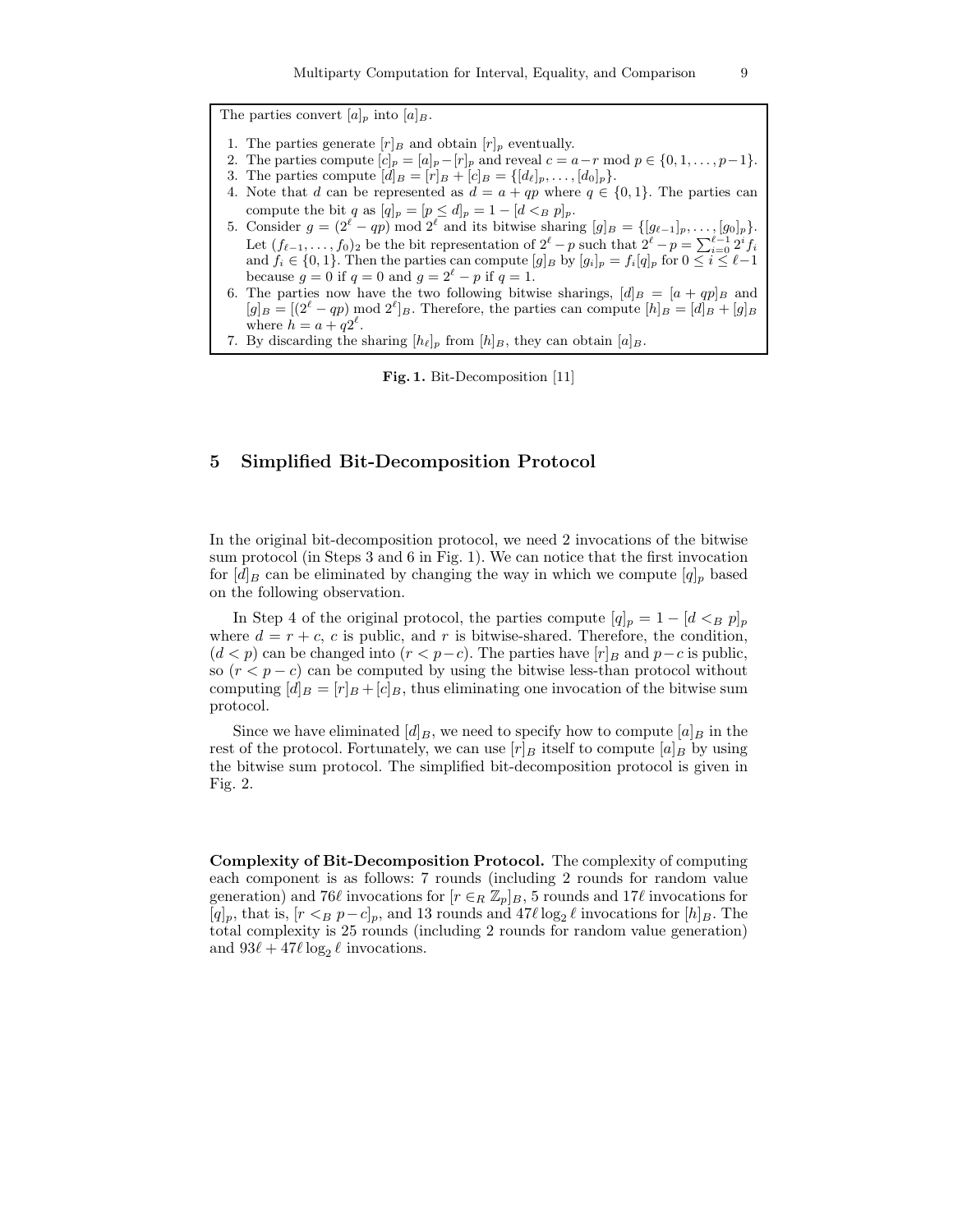The parties convert $[a]_p$ into $[a]_B$.

1. The parties generate $[r]_B$ and obtain $[r]_p$ eventually.
2. The parties compute $[c]_p = [a]_p - [r]_p$ and reveal $c = a - r \bmod p \in \{0, 1, \ldots, p-1\}$.
3. The parties compute $[d]_B = [r]_B + [c]_B = \{[d_\ell]_p, \ldots, [d_0]_p\}$.
4. Note that $d$ can be represented as $d = a + qp$ where $q \in \{0, 1\}$. The parties can compute the bit $q$ as $[q]_p = [p \leq d]_p = 1 - [d <_B p]_p$.
5. Consider $g = (2^\ell - qp) \bmod 2^\ell$ and its bitwise sharing $[g]_B = \{[g_{\ell-1}]_p, \ldots, [g_0]_p\}$. Let $(f_{\ell-1}, \ldots, f_0)_2$ be the bit representation of $2^\ell - p$ such that $2^\ell - p = \sum_{i=0}^{\ell-1} 2^i f_i$ and $f_i \in \{0, 1\}$. Then the parties can compute $[g]_B$ by $[g_i]_p = f_i [q]_p$ for $0 \leq i \leq \ell - 1$ because $g = 0$ if $q = 0$ and $g = 2^\ell - p$ if $q = 1$.
6. The parties now have the two following bitwise sharings, $[d]_B = [a + qp]_B$ and $[g]_B = [(2^\ell - qp) \bmod 2^\ell]_B$. Therefore, the parties can compute $[h]_B = [d]_B + [g]_B$ where $h = a + q2^\ell$.
7. By discarding the sharing $[h_\ell]_p$ from $[h]_B$, they can obtain $[a]_B$.

**Fig. 1.** Bit-Decomposition [11]

## 5 Simplified Bit-Decomposition Protocol

In the original bit-decomposition protocol, we need 2 invocations of the bitwise sum protocol (in Steps 3 and 6 in Fig. 1). We can notice that the first invocation for $[d]_B$ can be eliminated by changing the way in which we compute $[q]_p$ based on the following observation.

In Step 4 of the original protocol, the parties compute $[q]_p = 1 - [d <_B p]_p$ where $d = r + c$, $c$ is public, and $r$ is bitwise-shared. Therefore, the condition, $(d < p)$ can be changed into $(r < p - c)$. The parties have $[r]_B$ and $p - c$ is public, so $(r < p - c)$ can be computed by using the bitwise less-than protocol without computing $[d]_B = [r]_B + [c]_B$, thus eliminating one invocation of the bitwise sum protocol.

Since we have eliminated $[d]_B$, we need to specify how to compute $[a]_B$ in the rest of the protocol. Fortunately, we can use $[r]_B$ itself to compute $[a]_B$ by using the bitwise sum protocol. The simplified bit-decomposition protocol is given in Fig. 2.

**Complexity of Bit-Decomposition Protocol.** The complexity of computing each component is as follows: 7 rounds (including 2 rounds for random value generation) and $76\ell$ invocations for $[r \in_R \mathbb{Z}_p]_B$, 5 rounds and $17\ell$ invocations for $[q]_p$, that is, $[r <_B p - c]_p$, and 13 rounds and $47\ell \log_2 \ell$ invocations for $[h]_B$. The total complexity is 25 rounds (including 2 rounds for random value generation) and $93\ell + 47\ell \log_2 \ell$ invocations.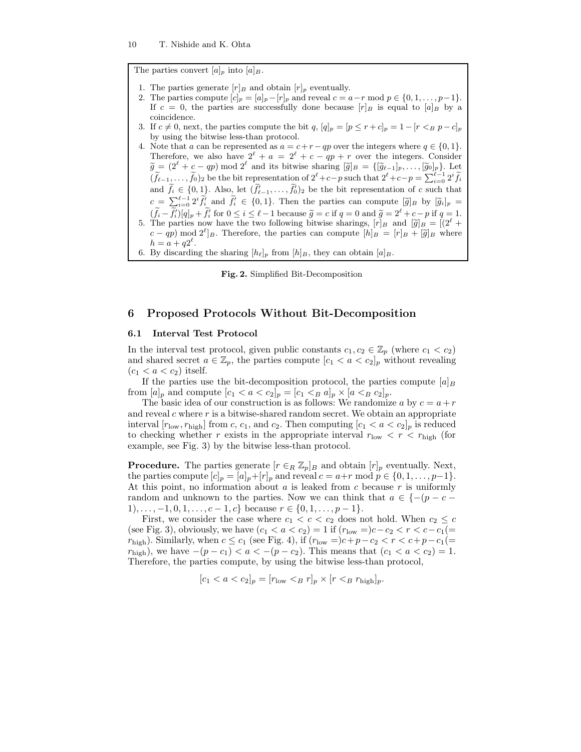The parties convert $[a]_p$ into $[a]_B$.

1. The parties generate $[r]_B$ and obtain $[r]_p$ eventually.
2. The parties compute $[c]_p = [a]_p - [r]_p$ and reveal $c = a - r \bmod p \in \{0, 1, \ldots, p-1\}$. If $c = 0$, the parties are successfully done because $[r]_B$ is equal to $[a]_B$ by a coincidence.
3. If $c \neq 0$, next, the parties compute the bit $q$, $[q]_p = [p \leq r + c]_p = 1 - [r <_B p - c]_p$ by using the bitwise less-than protocol.
4. Note that $a$ can be represented as $a = c + r - qp$ over the integers where $q \in \{0, 1\}$. Therefore, we also have $2^\ell + a = 2^\ell + c - qp + r$ over the integers. Consider $\widetilde{g} = (2^\ell + c - qp) \bmod 2^\ell$ and its bitwise sharing $[\widetilde{g}]_B = \{[\widetilde{g}_{\ell-1}]_p, \ldots, [\widetilde{g}_0]_p\}$. Let $(\widetilde{f}_{\ell-1}, \ldots, \widetilde{f}_0)_2$ be the bit representation of $2^\ell + c - p$ such that $2^\ell + c - p = \sum_{i=0}^{\ell-1} 2^i \widetilde{f}_i$ and $\widetilde{f}_i \in \{0, 1\}$. Also, let $(\widetilde{f}'_{\ell-1}, \ldots, \widetilde{f}'_0)_2$ be the bit representation of $c$ such that $c = \sum_{i=0}^{\ell-1} 2^i \widetilde{f}'_i$ and $\widetilde{f}'_i \in \{0, 1\}$. Then the parties can compute $[\widetilde{g}]_B$ by $[\widetilde{g}_i]_p = (\widetilde{f}_i - \widetilde{f}'_i)[q]_p + \widetilde{f}'_i$ for $0 \leq i \leq \ell - 1$ because $\widetilde{g} = c$ if $q = 0$ and $\widetilde{g} = 2^\ell + c - p$ if $q = 1$.
5. The parties now have the two following bitwise sharings, $[r]_B$ and $[\widetilde{g}]_B = [(2^\ell + c - qp) \bmod 2^\ell]_B$. Therefore, the parties can compute $[h]_B = [r]_B + [\widetilde{g}]_B$ where $h = a + q2^\ell$.
6. By discarding the sharing $[h_\ell]_p$ from $[h]_B$, they can obtain $[a]_B$.

**Fig. 2.** Simplified Bit-Decomposition

## 6 Proposed Protocols Without Bit-Decomposition

### 6.1 Interval Test Protocol

In the interval test protocol, given public constants $c_1, c_2 \in \mathbb{Z}_p$ (where $c_1 < c_2$) and shared secret $a \in \mathbb{Z}_p$, the parties compute $[c_1 < a < c_2]_p$ without revealing $(c_1 < a < c_2)$ itself.

If the parties use the bit-decomposition protocol, the parties compute $[a]_B$ from $[a]_p$ and compute $[c_1 < a < c_2]_p = [c_1 <_B a]_p \times [a <_B c_2]_p$.

The basic idea of our construction is as follows: We randomize $a$ by $c = a + r$ and reveal $c$ where $r$ is a bitwise-shared random secret. We obtain an appropriate interval $[r_{\text{low}}, r_{\text{high}}]$ from $c$, $c_1$, and $c_2$. Then computing $[c_1 < a < c_2]_p$ is reduced to checking whether $r$ exists in the appropriate interval $r_{\text{low}} < r < r_{\text{high}}$ (for example, see Fig. 3) by the bitwise less-than protocol.

**Procedure.** The parties generate $[r \in_R \mathbb{Z}_p]_B$ and obtain $[r]_p$ eventually. Next, the parties compute $[c]_p = [a]_p + [r]_p$ and reveal $c = a + r \bmod p \in \{0, 1, \ldots, p-1\}$. At this point, no information about $a$ is leaked from $c$ because $r$ is uniformly random and unknown to the parties. Now we can think that $a \in \{-(p - c - 1), \ldots, -1, 0, 1, \ldots, c - 1, c\}$ because $r \in \{0, 1, \ldots, p - 1\}$.

First, we consider the case where $c_1 < c < c_2$ does not hold. When $c_2 \leq c$ (see Fig. 3), obviously, we have $(c_1 < a < c_2) = 1$ if $(r_{\text{low}} =) c - c_2 < r < c - c_1 (= r_{\text{high}})$. Similarly, when $c \leq c_1$ (see Fig. 4), if $(r_{\text{low}} =) c + p - c_2 < r < c + p - c_1 (= r_{\text{high}})$, we have $-(p - c_1) < a < -(p - c_2)$. This means that $(c_1 < a < c_2) = 1$. Therefore, the parties compute, by using the bitwise less-than protocol,

$$[c_1 < a < c_2]_p = [r_{\text{low}} <_B r]_p \times [r <_B r_{\text{high}}]_p.$$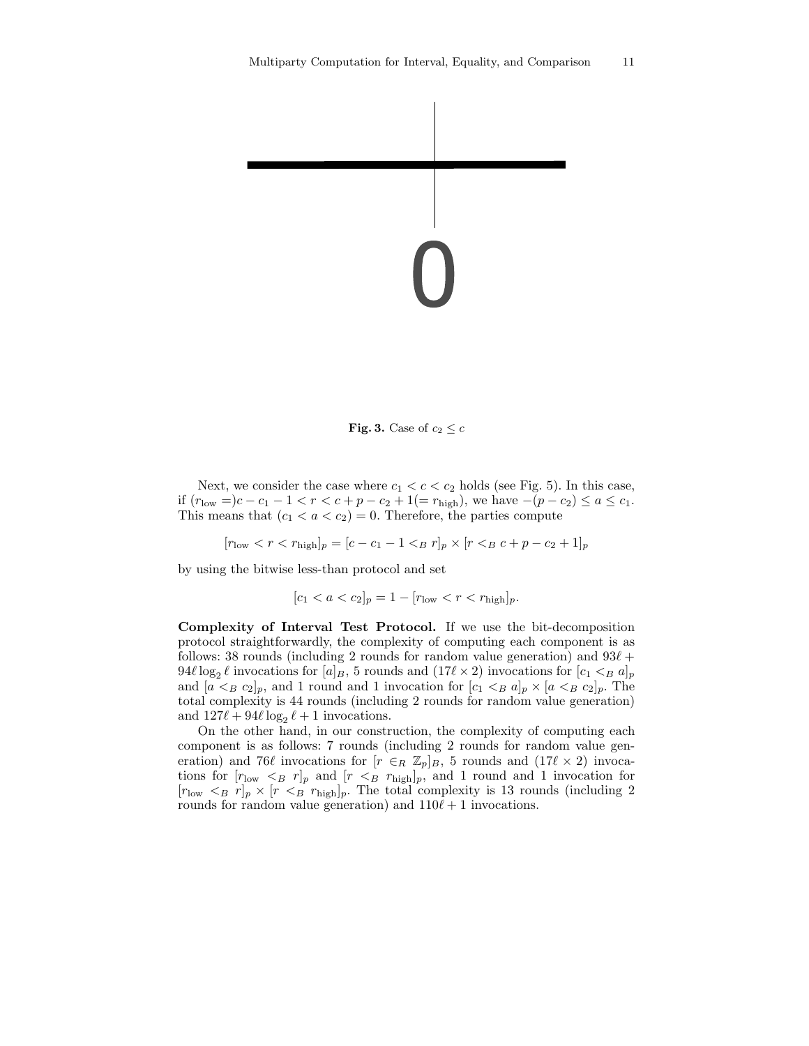Fig. 3. Case of $c_2 \leq c$

Next, we consider the case where $c_1 < c < c_2$ holds (see Fig. 5). In this case, if $(r_{\text{low}} =) c - c_1 - 1 < r < c + p - c_2 + 1 (= r_{\text{high}})$, we have $-(p - c_2) \leq a \leq c_1$. This means that $(c_1 < a < c_2) = 0$. Therefore, the parties compute

$$[r_{\text{low}} < r < r_{\text{high}}]_p = [c - c_1 - 1 <_B r]_p \times [r <_B c + p - c_2 + 1]_p$$

by using the bitwise less-than protocol and set

$$[c_1 < a < c_2]_p = 1 - [r_{\text{low}} < r < r_{\text{high}}]_p.$$

**Complexity of Interval Test Protocol.** If we use the bit-decomposition protocol straightforwardly, the complexity of computing each component is as follows: 38 rounds (including 2 rounds for random value generation) and $93\ell + 94\ell \log_2 \ell$ invocations for $[a]_B$, 5 rounds and $(17\ell \times 2)$ invocations for $[c_1 <_B a]_p$ and $[a <_B c_2]_p$, and 1 round and 1 invocation for $[c_1 <_B a]_p \times [a <_B c_2]_p$. The total complexity is 44 rounds (including 2 rounds for random value generation) and $127\ell + 94\ell \log_2 \ell + 1$ invocations.

On the other hand, in our construction, the complexity of computing each component is as follows: 7 rounds (including 2 rounds for random value generation) and $76\ell$ invocations for $[r \in_R \mathbb{Z}_p]_B$, 5 rounds and $(17\ell \times 2)$ invocations for $[r_{\text{low}} <_B r]_p$ and $[r <_B r_{\text{high}}]_p$, and 1 round and 1 invocation for $[r_{\text{low}} <_B r]_p \times [r <_B r_{\text{high}}]_p$. The total complexity is 13 rounds (including 2 rounds for random value generation) and $110\ell + 1$ invocations.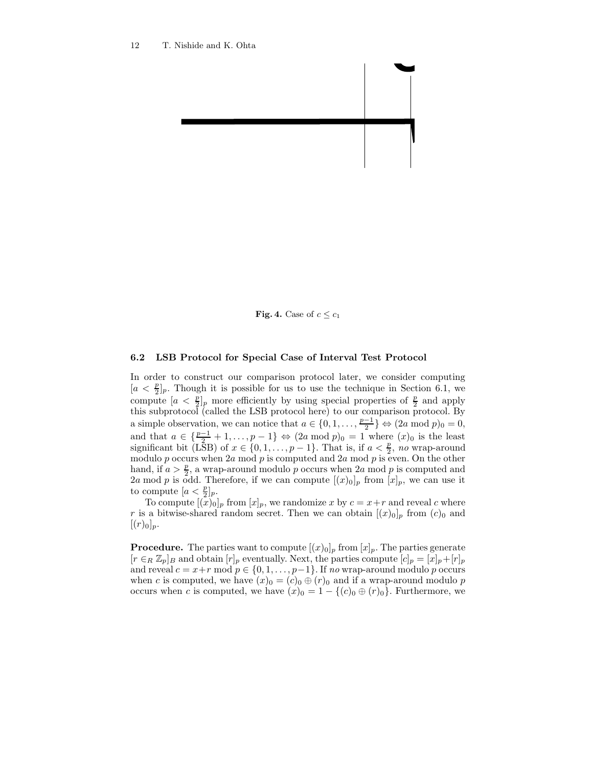Fig. 4. Case of $c \leq c_1$

### 6.2 LSB Protocol for Special Case of Interval Test Protocol

In order to construct our comparison protocol later, we consider computing $[a < \frac{p}{2}]_p$. Though it is possible for us to use the technique in Section 6.1, we compute $[a < \frac{p}{2}]_p$ more efficiently by using special properties of $\frac{p}{2}$ and apply this subprotocol (called the LSB protocol here) to our comparison protocol. By a simple observation, we can notice that $a \in \{0, 1, \ldots, \frac{p-1}{2}\} \Leftrightarrow (2a \bmod p)_0 = 0$, and that $a \in \{\frac{p-1}{2} + 1, \ldots, p-1\} \Leftrightarrow (2a \bmod p)_0 = 1$ where $(x)_0$ is the least significant bit (LSB) of $x \in \{0, 1, \ldots, p-1\}$. That is, if $a < \frac{p}{2}$, *no* wrap-around modulo $p$ occurs when $2a \bmod p$ is computed and $2a \bmod p$ is even. On the other hand, if $a > \frac{p}{2}$, a wrap-around modulo $p$ occurs when $2a \bmod p$ is computed and $2a \bmod p$ is odd. Therefore, if we can compute $[(x)_0]_p$ from $[x]_p$, we can use it to compute $[a < \frac{p}{2}]_p$.

To compute $[(x)_0]_p$ from $[x]_p$, we randomize $x$ by $c = x + r$ and reveal $c$ where $r$ is a bitwise-shared random secret. Then we can obtain $[(x)_0]_p$ from $(c)_0$ and $[(r)_0]_p$.

**Procedure.** The parties want to compute $[(x)_0]_p$ from $[x]_p$. The parties generate $[r \in_R \mathbb{Z}_p]_B$ and obtain $[r]_p$ eventually. Next, the parties compute $[c]_p = [x]_p + [r]_p$ and reveal $c = x + r \bmod p \in \{0, 1, \ldots, p-1\}$. If *no* wrap-around modulo $p$ occurs when $c$ is computed, we have $(x)_0 = (c)_0 \oplus (r)_0$ and if a wrap-around modulo $p$ occurs when $c$ is computed, we have $(x)_0 = 1 - \{(c)_0 \oplus (r)_0\}$. Furthermore, we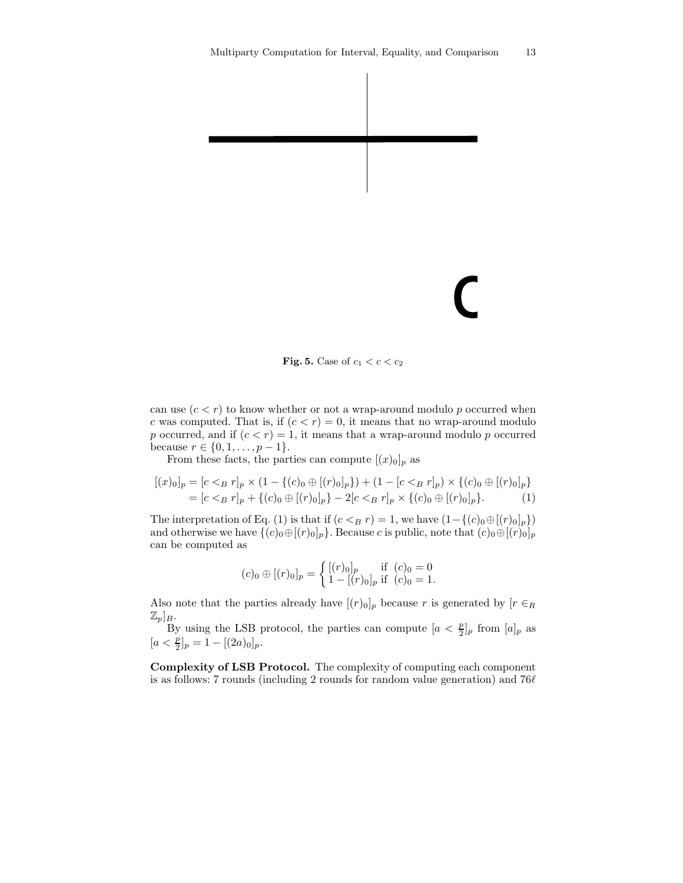Fig. 5. Case of $c_1 < c < c_2$

can use $(c < r)$ to know whether or not a wrap-around modulo $p$ occurred when $c$ was computed. That is, if $(c < r) = 0$, it means that no wrap-around modulo $p$ occurred, and if $(c < r) = 1$, it means that a wrap-around modulo $p$ occurred because $r \in \{0, 1, \ldots, p-1\}$.

From these facts, the parties can compute $[(x)_0]_p$ as

$$
\begin{aligned}
[(x)_0]_p &= [c <_B r]_p \times (1 - \{(c)_0 \oplus [(r)_0]_p\}) + (1 - [c <_B r]_p) \times \{(c)_0 \oplus [(r)_0]_p\} \\
&= [c <_B r]_p + \{(c)_0 \oplus [(r)_0]_p\} - 2[c <_B r]_p \times \{(c)_0 \oplus [(r)_0]_p\}. \qquad (1)
\end{aligned}
$$

The interpretation of Eq. (1) is that if $(c <_B r) = 1$, we have $(1 - \{(c)_0 \oplus [(r)_0]_p\})$ and otherwise we have $\{(c)_0 \oplus [(r)_0]_p\}$. Because $c$ is public, note that $(c)_0 \oplus [(r)_0]_p$ can be computed as

$$
(c)_0 \oplus [(r)_0]_p = \begin{cases} [(r)_0]_p & \text{if } (c)_0 = 0 \\ 1 - [(r)_0]_p & \text{if } (c)_0 = 1. \end{cases}
$$

Also note that the parties already have $[(r)_0]_p$ because $r$ is generated by $[r \in_R \mathbb{Z}_p]_B$.

By using the LSB protocol, the parties can compute $[a < \frac{p}{2}]_p$ from $[a]_p$ as $[a < \frac{p}{2}]_p = 1 - [(2a)_0]_p$.

**Complexity of LSB Protocol.** The complexity of computing each component is as follows: 7 rounds (including 2 rounds for random value generation) and $76\ell$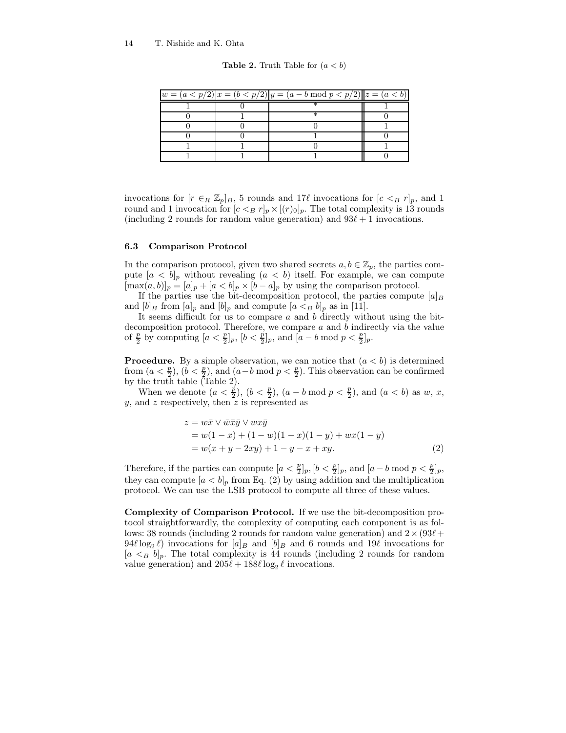**Table 2.** Truth Table for $(a < b)$

| $w = (a < p/2)$ | $x = (b < p/2)$ | $y = (a - b \bmod p < p/2)$ | $z = (a < b)$ |
|---|---|---|---|
| 1 | 0 | * | 1 |
| 0 | 1 | * | 0 |
| 0 | 0 | 0 | 1 |
| 0 | 0 | 1 | 0 |
| 1 | 1 | 0 | 1 |
| 1 | 1 | 1 | 0 |

invocations for $[r \in_R \mathbb{Z}_p]_B$, 5 rounds and $17\ell$ invocations for $[c <_B r]_p$, and 1 round and 1 invocation for $[c <_B r]_p \times [(r)_0]_p$. The total complexity is 13 rounds (including 2 rounds for random value generation) and $93\ell + 1$ invocations.

### 6.3 Comparison Protocol

In the comparison protocol, given two shared secrets $a, b \in \mathbb{Z}_p$, the parties compute $[a < b]_p$ without revealing $(a < b)$ itself. For example, we can compute $[\max(a, b)]_p = [a]_p + [a < b]_p \times [b - a]_p$ by using the comparison protocol.

If the parties use the bit-decomposition protocol, the parties compute $[a]_B$ and $[b]_B$ from $[a]_p$ and $[b]_p$ and compute $[a <_B b]_p$ as in [11].

It seems difficult for us to compare $a$ and $b$ directly without using the bit-decomposition protocol. Therefore, we compare $a$ and $b$ indirectly via the value of $\frac{p}{2}$ by computing $[a < \frac{p}{2}]_p$, $[b < \frac{p}{2}]_p$, and $[a - b \bmod p < \frac{p}{2}]_p$.

**Procedure.** By a simple observation, we can notice that $(a < b)$ is determined from $(a < \frac{p}{2})$, $(b < \frac{p}{2})$, and $(a - b \bmod p < \frac{p}{2})$. This observation can be confirmed by the truth table (Table 2).

When we denote $(a < \frac{p}{2})$, $(b < \frac{p}{2})$, $(a - b \bmod p < \frac{p}{2})$, and $(a < b)$ as $w$, $x$, $y$, and $z$ respectively, then $z$ is represented as

$$
\begin{aligned}
z &= w\bar{x} \vee \bar{w}\bar{x}\bar{y} \vee wx\bar{y} \\
&= w(1 - x) + (1 - w)(1 - x)(1 - y) + wx(1 - y) \\
&= w(x + y - 2xy) + 1 - y - x + xy. \qquad (2)
\end{aligned}
$$

Therefore, if the parties can compute $[a < \frac{p}{2}]_p$, $[b < \frac{p}{2}]_p$, and $[a - b \bmod p < \frac{p}{2}]_p$, they can compute $[a < b]_p$ from Eq. (2) by using addition and the multiplication protocol. We can use the LSB protocol to compute all three of these values.

**Complexity of Comparison Protocol.** If we use the bit-decomposition protocol straightforwardly, the complexity of computing each component is as follows: 38 rounds (including 2 rounds for random value generation) and $2 \times (93\ell + 94\ell \log_2 \ell)$ invocations for $[a]_B$ and $[b]_B$ and 6 rounds and $19\ell$ invocations for $[a <_B b]_p$. The total complexity is 44 rounds (including 2 rounds for random value generation) and $205\ell + 188\ell \log_2 \ell$ invocations.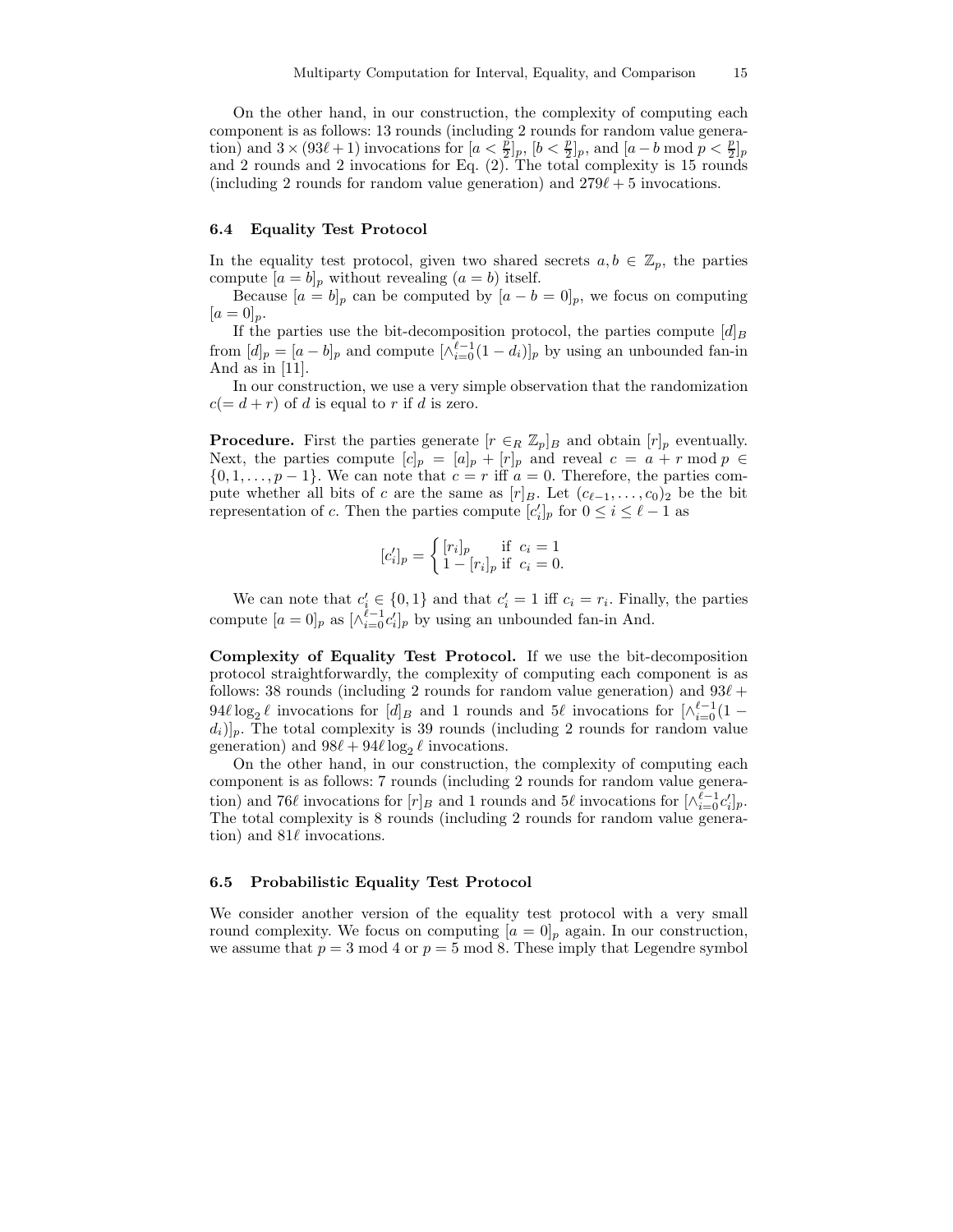On the other hand, in our construction, the complexity of computing each component is as follows: 13 rounds (including 2 rounds for random value generation) and $3 \times (93\ell + 1)$ invocations for $[a < \frac{p}{2}]_p$, $[b < \frac{p}{2}]_p$, and $[a - b \bmod p < \frac{p}{2}]_p$ and 2 rounds and 2 invocations for Eq. (2). The total complexity is 15 rounds (including 2 rounds for random value generation) and $279\ell + 5$ invocations.

### 6.4 Equality Test Protocol

In the equality test protocol, given two shared secrets $a, b \in \mathbb{Z}_p$, the parties compute $[a = b]_p$ without revealing $(a = b)$ itself.

Because $[a = b]_p$ can be computed by $[a - b = 0]_p$, we focus on computing $[a = 0]_p$.

If the parties use the bit-decomposition protocol, the parties compute $[d]_B$ from $[d]_p = [a - b]_p$ and compute $[\wedge_{i=0}^{\ell-1}(1 - d_i)]_p$ by using an unbounded fan-in And as in [11].

In our construction, we use a very simple observation that the randomization $c(= d + r)$ of $d$ is equal to $r$ if $d$ is zero.

**Procedure.** First the parties generate $[r \in_R \mathbb{Z}_p]_B$ and obtain $[r]_p$ eventually. Next, the parties compute $[c]_p = [a]_p + [r]_p$ and reveal $c = a + r \bmod p \in \{0, 1, \ldots, p - 1\}$. We can note that $c = r$ iff $a = 0$. Therefore, the parties compute whether all bits of $c$ are the same as $[r]_B$. Let $(c_{\ell-1}, \ldots, c_0)_2$ be the bit representation of $c$. Then the parties compute $[c'_i]_p$ for $0 \le i \le \ell - 1$ as

$$[c'_i]_p = \begin{cases} [r_i]_p & \text{if } c_i = 1 \\ 1 - [r_i]_p & \text{if } c_i = 0. \end{cases}$$

We can note that $c'_i \in \{0, 1\}$ and that $c'_i = 1$ iff $c_i = r_i$. Finally, the parties compute $[a = 0]_p$ as $[\wedge_{i=0}^{\ell-1} c'_i]_p$ by using an unbounded fan-in And.

**Complexity of Equality Test Protocol.** If we use the bit-decomposition protocol straightforwardly, the complexity of computing each component is as follows: 38 rounds (including 2 rounds for random value generation) and $93\ell + 94\ell \log_2 \ell$ invocations for $[d]_B$ and 1 rounds and $5\ell$ invocations for $[\wedge_{i=0}^{\ell-1}(1 - d_i)]_p$. The total complexity is 39 rounds (including 2 rounds for random value generation) and $98\ell + 94\ell \log_2 \ell$ invocations.

On the other hand, in our construction, the complexity of computing each component is as follows: 7 rounds (including 2 rounds for random value generation) and $76\ell$ invocations for $[r]_B$ and 1 rounds and $5\ell$ invocations for $[\wedge_{i=0}^{\ell-1} c'_i]_p$. The total complexity is 8 rounds (including 2 rounds for random value generation) and $81\ell$ invocations.

### 6.5 Probabilistic Equality Test Protocol

We consider another version of the equality test protocol with a very small round complexity. We focus on computing $[a = 0]_p$ again. In our construction, we assume that $p = 3 \bmod 4$ or $p = 5 \bmod 8$. These imply that Legendre symbol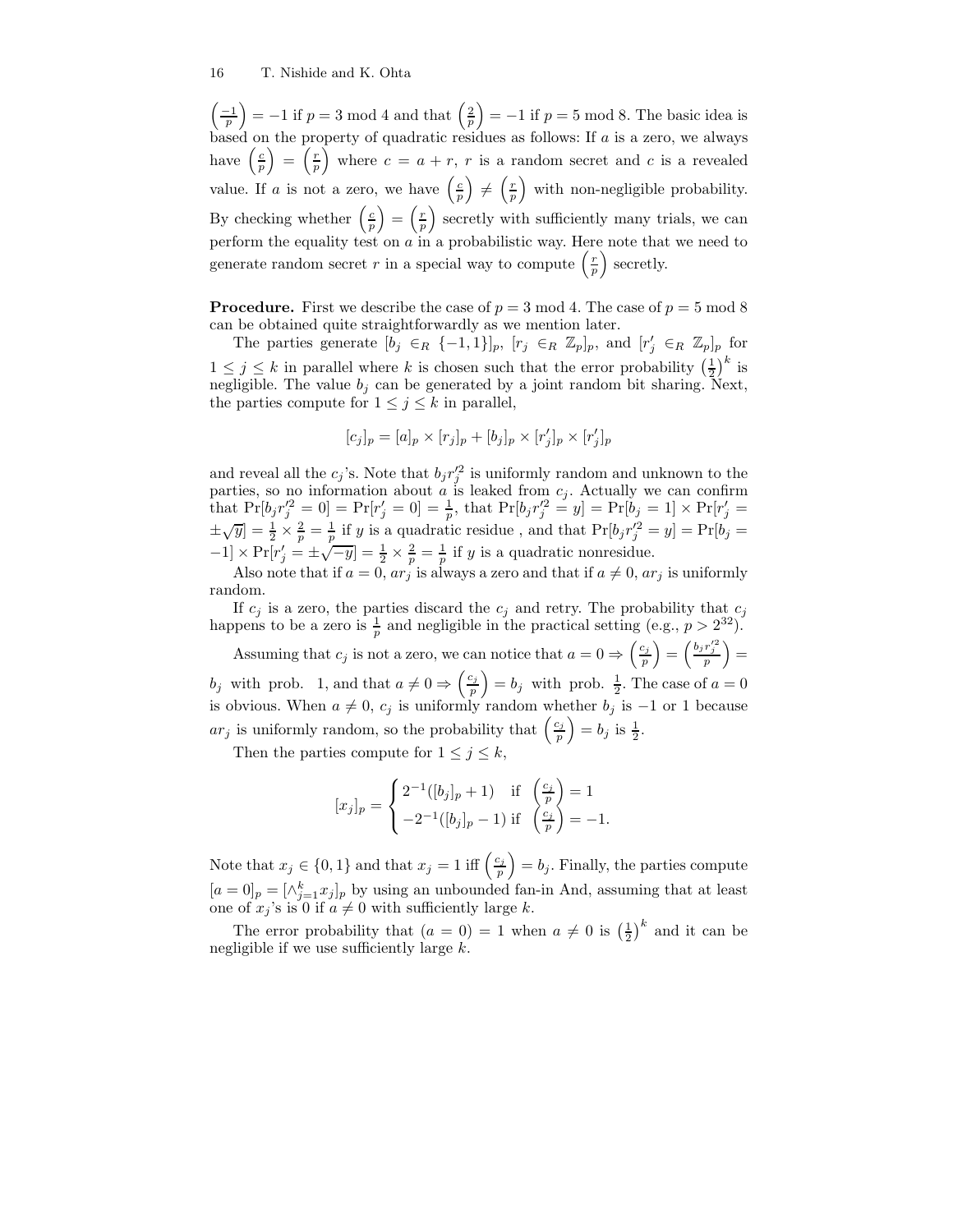$\left(\frac{-1}{p}\right) = -1$ if $p = 3 \bmod 4$ and that $\left(\frac{2}{p}\right) = -1$ if $p = 5 \bmod 8$. The basic idea is based on the property of quadratic residues as follows: If $a$ is a zero, we always have $\left(\frac{c}{p}\right) = \left(\frac{r}{p}\right)$ where $c = a + r$, $r$ is a random secret and $c$ is a revealed value. If $a$ is not a zero, we have $\left(\frac{c}{p}\right) \neq \left(\frac{r}{p}\right)$ with non-negligible probability. By checking whether $\left(\frac{c}{p}\right) = \left(\frac{r}{p}\right)$ secretly with sufficiently many trials, we can perform the equality test on $a$ in a probabilistic way. Here note that we need to generate random secret $r$ in a special way to compute $\left(\frac{r}{p}\right)$ secretly.

**Procedure.** First we describe the case of $p = 3 \bmod 4$. The case of $p = 5 \bmod 8$ can be obtained quite straightforwardly as we mention later.

The parties generate $[b_j \in_R \{-1, 1\}]_p$, $[r_j \in_R \mathbb{Z}_p]_p$, and $[r'_j \in_R \mathbb{Z}_p]_p$ for $1 \leq j \leq k$ in parallel where $k$ is chosen such that the error probability $\left(\frac{1}{2}\right)^k$ is negligible. The value $b_j$ can be generated by a joint random bit sharing. Next, the parties compute for $1 \leq j \leq k$ in parallel,

$$[c_j]_p = [a]_p \times [r_j]_p + [b_j]_p \times [r'_j]_p \times [r'_j]_p$$

and reveal all the $c_j$'s. Note that $b_j r'^2_j$ is uniformly random and unknown to the parties, so no information about $a$ is leaked from $c_j$. Actually we can confirm that $\Pr[b_j r'^2_j = 0] = \Pr[r'_j = 0] = \frac{1}{p}$, that $\Pr[b_j r'^2_j = y] = \Pr[b_j = 1] \times \Pr[r'_j = \pm\sqrt{y}] = \frac{1}{2} \times \frac{2}{p} = \frac{1}{p}$ if $y$ is a quadratic residue , and that $\Pr[b_j r'^2_j = y] = \Pr[b_j = -1] \times \Pr[r'_j = \pm\sqrt{-y}] = \frac{1}{2} \times \frac{2}{p} = \frac{1}{p}$ if $y$ is a quadratic nonresidue.

Also note that if $a = 0$, $ar_j$ is always a zero and that if $a \neq 0$, $ar_j$ is uniformly random.

If $c_j$ is a zero, the parties discard the $c_j$ and retry. The probability that $c_j$ happens to be a zero is $\frac{1}{p}$ and negligible in the practical setting (e.g., $p > 2^{32}$).

Assuming that $c_j$ is not a zero, we can notice that $a = 0 \Rightarrow \left(\frac{c_j}{p}\right) = \left(\frac{b_j r'^2_j}{p}\right) = b_j$ with prob. 1, and that $a \neq 0 \Rightarrow \left(\frac{c_j}{p}\right) = b_j$ with prob. $\frac{1}{2}$. The case of $a = 0$ is obvious. When $a \neq 0$, $c_j$ is uniformly random whether $b_j$ is $-1$ or 1 because $ar_j$ is uniformly random, so the probability that $\left(\frac{c_j}{p}\right) = b_j$ is $\frac{1}{2}$.

Then the parties compute for $1 \leq j \leq k$,

$$[x_j]_p = \begin{cases} 2^{-1}([b_j]_p + 1) & \text{if } \left(\frac{c_j}{p}\right) = 1 \\ -2^{-1}([b_j]_p - 1) & \text{if } \left(\frac{c_j}{p}\right) = -1. \end{cases}$$

Note that $x_j \in \{0, 1\}$ and that $x_j = 1$ iff $\left(\frac{c_j}{p}\right) = b_j$. Finally, the parties compute $[a = 0]_p = [\wedge_{j=1}^k x_j]_p$ by using an unbounded fan-in And, assuming that at least one of $x_j$'s is 0 if $a \neq 0$ with sufficiently large $k$.

The error probability that $(a = 0) = 1$ when $a \neq 0$ is $\left(\frac{1}{2}\right)^k$ and it can be negligible if we use sufficiently large $k$.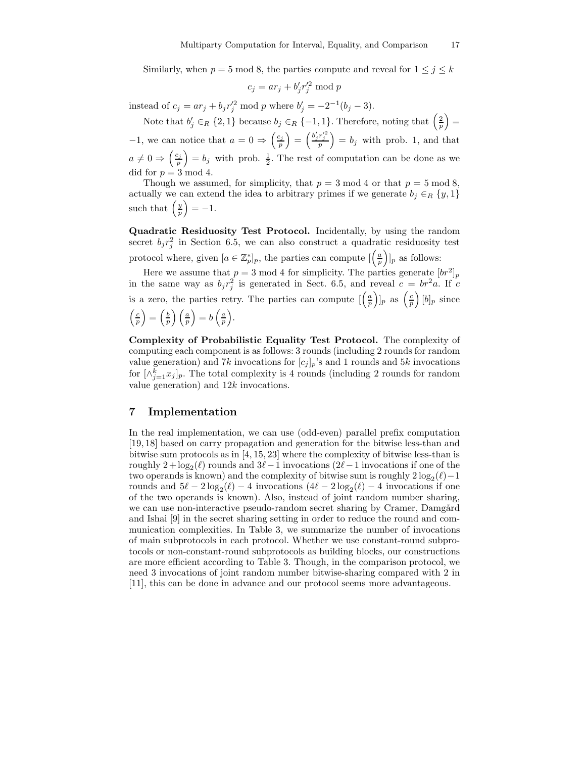Similarly, when $p = 5 \bmod 8$, the parties compute and reveal for $1 \leq j \leq k$

$$c_j = ar_j + b'_j r'^2_j \bmod p$$

instead of $c_j = ar_j + b_j r'^2_j \bmod p$ where $b'_j = -2^{-1}(b_j - 3)$.

Note that $b'_j \in_R \{2, 1\}$ because $b_j \in_R \{-1, 1\}$. Therefore, noting that $\left(\frac{2}{p}\right) = -1$, we can notice that $a = 0 \Rightarrow \left(\frac{c_j}{p}\right) = \left(\frac{b'_j r'^2_j}{p}\right) = b_j$ with prob. 1, and that $a \neq 0 \Rightarrow \left(\frac{c_j}{p}\right) = b_j$ with prob. $\frac{1}{2}$. The rest of computation can be done as we did for $p = 3 \bmod 4$.

Though we assumed, for simplicity, that $p = 3 \bmod 4$ or that $p = 5 \bmod 8$, actually we can extend the idea to arbitrary primes if we generate $b_j \in_R \{y, 1\}$ such that $\left(\frac{y}{p}\right) = -1$.

**Quadratic Residuosity Test Protocol.** Incidentally, by using the random secret $b_j r_j^2$ in Section 6.5, we can also construct a quadratic residuosity test protocol where, given $[a \in \mathbb{Z}_p^*]_p$, the parties can compute $[\left(\frac{a}{p}\right)]_p$ as follows:

Here we assume that $p = 3 \bmod 4$ for simplicity. The parties generate $[br^2]_p$ in the same way as $b_j r_j^2$ is generated in Sect. 6.5, and reveal $c = br^2 a$. If $c$ is a zero, the parties retry. The parties can compute $[\left(\frac{a}{p}\right)]_p$ as $\left(\frac{c}{p}\right)[b]_p$ since $\left(\frac{c}{p}\right) = \left(\frac{b}{p}\right)\left(\frac{a}{p}\right) = b\left(\frac{a}{p}\right)$.

**Complexity of Probabilistic Equality Test Protocol.** The complexity of computing each component is as follows: 3 rounds (including 2 rounds for random value generation) and $7k$ invocations for $[c_j]_p$'s and 1 rounds and $5k$ invocations for $[\wedge_{j=1}^{k} x_j]_p$. The total complexity is 4 rounds (including 2 rounds for random value generation) and $12k$ invocations.

## 7 Implementation

In the real implementation, we can use (odd-even) parallel prefix computation [19, 18] based on carry propagation and generation for the bitwise less-than and bitwise sum protocols as in [4, 15, 23] where the complexity of bitwise less-than is roughly $2 + \log_2(\ell)$ rounds and $3\ell - 1$ invocations ($2\ell - 1$ invocations if one of the two operands is known) and the complexity of bitwise sum is roughly $2\log_2(\ell) - 1$ rounds and $5\ell - 2\log_2(\ell) - 4$ invocations ($4\ell - 2\log_2(\ell) - 4$ invocations if one of the two operands is known). Also, instead of joint random number sharing, we can use non-interactive pseudo-random secret sharing by Cramer, Damgård and Ishai [9] in the secret sharing setting in order to reduce the round and communication complexities. In Table 3, we summarize the number of invocations of main subprotocols in each protocol. Whether we use constant-round subprotocols or non-constant-round subprotocols as building blocks, our constructions are more efficient according to Table 3. Though, in the comparison protocol, we need 3 invocations of joint random number bitwise-sharing compared with 2 in [11], this can be done in advance and our protocol seems more advantageous.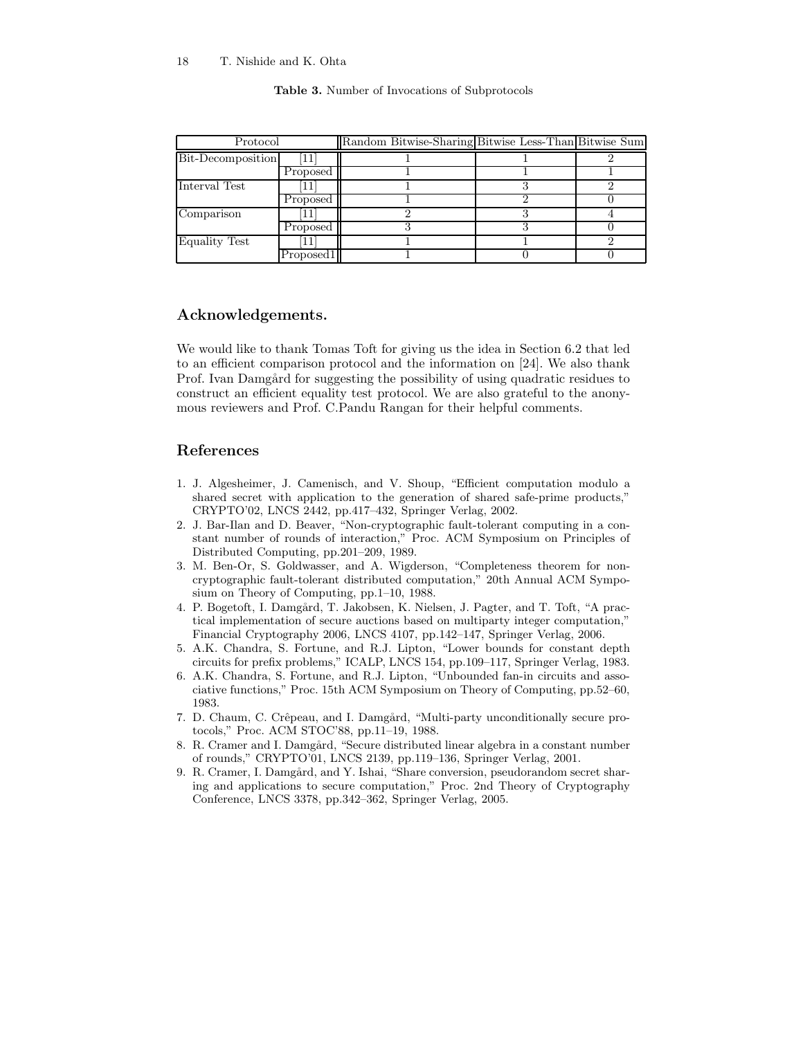**Table 3.** Number of Invocations of Subprotocols

| Protocol | | Random Bitwise-Sharing | Bitwise Less-Than | Bitwise Sum |
|---|---|---|---|---|
| Bit-Decomposition | [11] | 1 | 1 | 2 |
| | Proposed | 1 | 1 | 1 |
| Interval Test | [11] | 1 | 3 | 2 |
| | Proposed | 1 | 2 | 0 |
| Comparison | [11] | 2 | 3 | 4 |
| | Proposed | 3 | 3 | 0 |
| Equality Test | [11] | 1 | 1 | 2 |
| | Proposed1 | 1 | 0 | 0 |

## Acknowledgements.

We would like to thank Tomas Toft for giving us the idea in Section 6.2 that led to an efficient comparison protocol and the information on [24]. We also thank Prof. Ivan Damgård for suggesting the possibility of using quadratic residues to construct an efficient equality test protocol. We are also grateful to the anonymous reviewers and Prof. C.Pandu Rangan for their helpful comments.

## References

1. J. Algesheimer, J. Camenisch, and V. Shoup, "Efficient computation modulo a shared secret with application to the generation of shared safe-prime products," CRYPTO'02, LNCS 2442, pp.417–432, Springer Verlag, 2002.
2. J. Bar-Ilan and D. Beaver, "Non-cryptographic fault-tolerant computing in a constant number of rounds of interaction," Proc. ACM Symposium on Principles of Distributed Computing, pp.201–209, 1989.
3. M. Ben-Or, S. Goldwasser, and A. Wigderson, "Completeness theorem for non-cryptographic fault-tolerant distributed computation," 20th Annual ACM Symposium on Theory of Computing, pp.1–10, 1988.
4. P. Bogetoft, I. Damgård, T. Jakobsen, K. Nielsen, J. Pagter, and T. Toft, "A practical implementation of secure auctions based on multiparty integer computation," Financial Cryptography 2006, LNCS 4107, pp.142–147, Springer Verlag, 2006.
5. A.K. Chandra, S. Fortune, and R.J. Lipton, "Lower bounds for constant depth circuits for prefix problems," ICALP, LNCS 154, pp.109–117, Springer Verlag, 1983.
6. A.K. Chandra, S. Fortune, and R.J. Lipton, "Unbounded fan-in circuits and associative functions," Proc. 15th ACM Symposium on Theory of Computing, pp.52–60, 1983.
7. D. Chaum, C. Crêpeau, and I. Damgård, "Multi-party unconditionally secure protocols," Proc. ACM STOC'88, pp.11–19, 1988.
8. R. Cramer and I. Damgård, "Secure distributed linear algebra in a constant number of rounds," CRYPTO'01, LNCS 2139, pp.119–136, Springer Verlag, 2001.
9. R. Cramer, I. Damgård, and Y. Ishai, "Share conversion, pseudorandom secret sharing and applications to secure computation," Proc. 2nd Theory of Cryptography Conference, LNCS 3378, pp.342–362, Springer Verlag, 2005.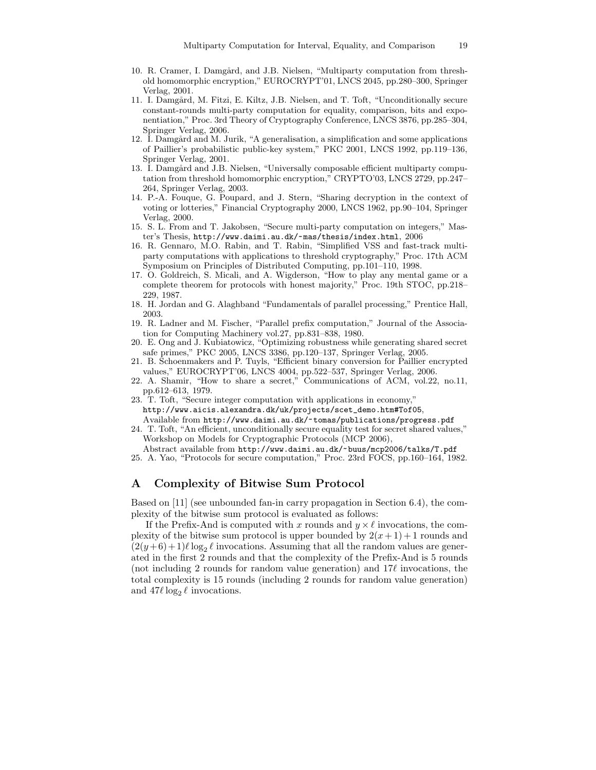10. R. Cramer, I. Damgård, and J.B. Nielsen, "Multiparty computation from threshold homomorphic encryption," EUROCRYPT'01, LNCS 2045, pp.280–300, Springer Verlag, 2001.
11. I. Damgård, M. Fitzi, E. Kiltz, J.B. Nielsen, and T. Toft, "Unconditionally secure constant-rounds multi-party computation for equality, comparison, bits and exponentiation," Proc. 3rd Theory of Cryptography Conference, LNCS 3876, pp.285–304, Springer Verlag, 2006.
12. I. Damgård and M. Jurik, "A generalisation, a simplification and some applications of Paillier's probabilistic public-key system," PKC 2001, LNCS 1992, pp.119–136, Springer Verlag, 2001.
13. I. Damgård and J.B. Nielsen, "Universally composable efficient multiparty computation from threshold homomorphic encryption," CRYPTO'03, LNCS 2729, pp.247–264, Springer Verlag, 2003.
14. P.-A. Fouque, G. Poupard, and J. Stern, "Sharing decryption in the context of voting or lotteries," Financial Cryptography 2000, LNCS 1962, pp.90–104, Springer Verlag, 2000.
15. S. L. From and T. Jakobsen, "Secure multi-party computation on integers," Master's Thesis, http://www.daimi.au.dk/~mas/thesis/index.html, 2006
16. R. Gennaro, M.O. Rabin, and T. Rabin, "Simplified VSS and fast-track multiparty computations with applications to threshold cryptography," Proc. 17th ACM Symposium on Principles of Distributed Computing, pp.101–110, 1998.
17. O. Goldreich, S. Micali, and A. Wigderson, "How to play any mental game or a complete theorem for protocols with honest majority," Proc. 19th STOC, pp.218–229, 1987.
18. H. Jordan and G. Alaghband "Fundamentals of parallel processing," Prentice Hall, 2003.
19. R. Ladner and M. Fischer, "Parallel prefix computation," Journal of the Association for Computing Machinery vol.27, pp.831–838, 1980.
20. E. Ong and J. Kubiatowicz, "Optimizing robustness while generating shared secret safe primes," PKC 2005, LNCS 3386, pp.120–137, Springer Verlag, 2005.
21. B. Schoenmakers and P. Tuyls, "Efficient binary conversion for Paillier encrypted values," EUROCRYPT'06, LNCS 4004, pp.522–537, Springer Verlag, 2006.
22. A. Shamir, "How to share a secret," Communications of ACM, vol.22, no.11, pp.612–613, 1979.
23. T. Toft, "Secure integer computation with applications in economy," http://www.aicis.alexandra.dk/uk/projects/scet_demo.htm#Tof05, Available from http://www.daimi.au.dk/~tomas/publications/progress.pdf
24. T. Toft, "An efficient, unconditionally secure equality test for secret shared values," Workshop on Models for Cryptographic Protocols (MCP 2006), Abstract available from http://www.daimi.au.dk/~buus/mcp2006/talks/T.pdf
25. A. Yao, "Protocols for secure computation," Proc. 23rd FOCS, pp.160–164, 1982.

## A Complexity of Bitwise Sum Protocol

Based on [11] (see unbounded fan-in carry propagation in Section 6.4), the complexity of the bitwise sum protocol is evaluated as follows:

If the Prefix-And is computed with $x$ rounds and $y \times \ell$ invocations, the complexity of the bitwise sum protocol is upper bounded by $2(x+1)+1$ rounds and $(2(y+6)+1)\ell \log_2 \ell$ invocations. Assuming that all the random values are generated in the first 2 rounds and that the complexity of the Prefix-And is 5 rounds (not including 2 rounds for random value generation) and $17\ell$ invocations, the total complexity is 15 rounds (including 2 rounds for random value generation) and $47\ell \log_2 \ell$ invocations.